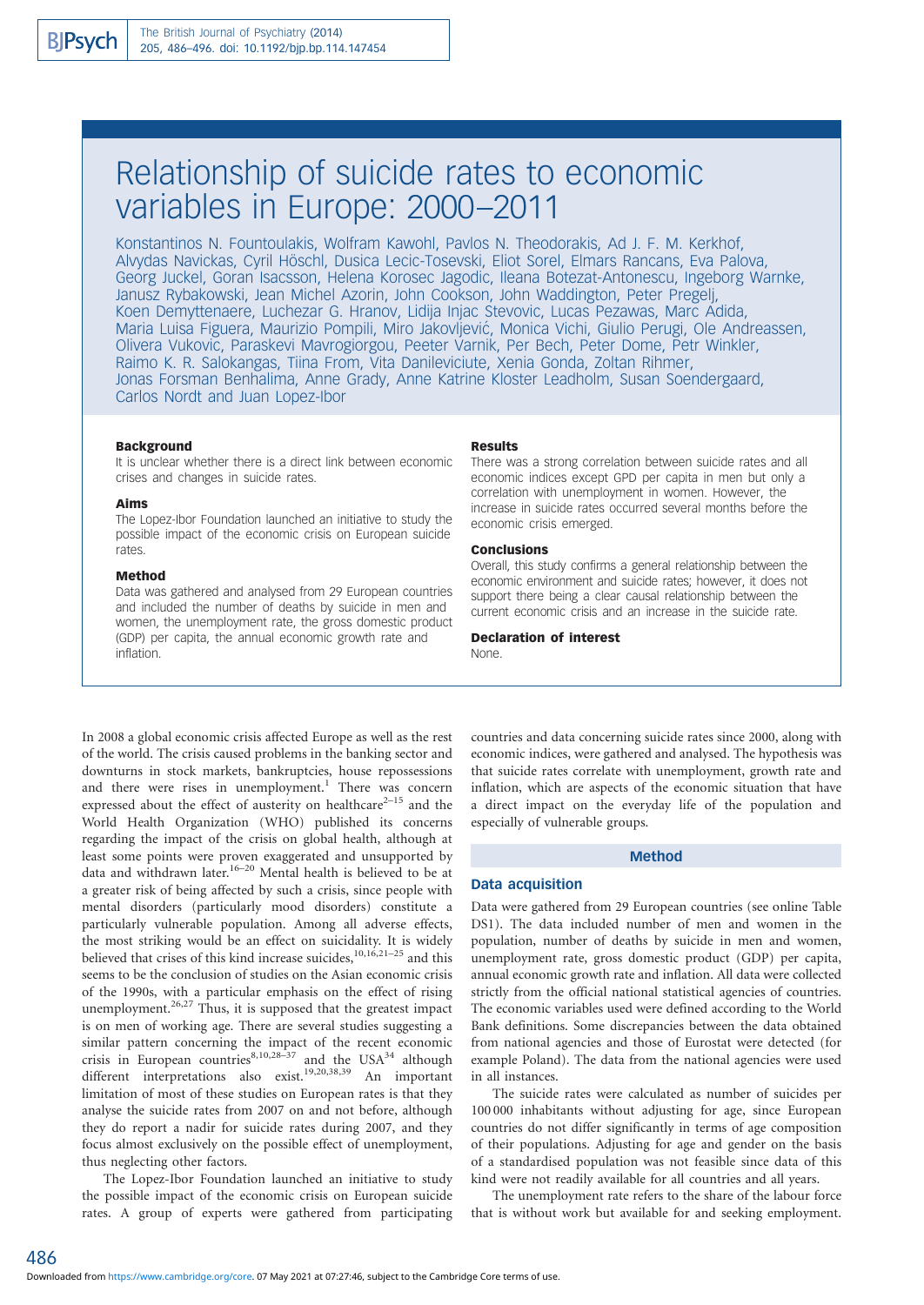# Relationship of suicide rates to economic variables in Europe: 2000–2011

Konstantinos N. Fountoulakis, Wolfram Kawohl, Pavlos N. Theodorakis, Ad J. F. M. Kerkhof, Alvydas Navickas, Cyril Höschl, Dusica Lecic-Tosevski, Eliot Sorel, Elmars Rancans, Eva Palova, Georg Juckel, Goran Isacsson, Helena Korosec Jagodic, Ileana Botezat-Antonescu, Ingeborg Warnke, Janusz Rybakowski, Jean Michel Azorin, John Cookson, John Waddington, Peter Pregelj, Koen Demyttenaere, Luchezar G. Hranov, Lidija Injac Stevovic, Lucas Pezawas, Marc Adida, Maria Luisa Figuera, Maurizio Pompili, Miro Jakovljević, Monica Vichi, Giulio Perugi, Ole Andreassen, Olivera Vukovic, Paraskevi Mavrogiorgou, Peeter Varnik, Per Bech, Peter Dome, Petr Winkler, Raimo K. R. Salokangas, Tiina From, Vita Danileviciute, Xenia Gonda, Zoltan Rihmer, Jonas Forsman Benhalima, Anne Grady, Anne Katrine Kloster Leadholm, Susan Soendergaard, Carlos Nordt and Juan Lopez-Ibor

### Background

It is unclear whether there is a direct link between economic crises and changes in suicide rates.

### Aims

The Lopez-Ibor Foundation launched an initiative to study the possible impact of the economic crisis on European suicide rates.

### Method

Data was gathered and analysed from 29 European countries and included the number of deaths by suicide in men and women, the unemployment rate, the gross domestic product (GDP) per capita, the annual economic growth rate and inflation.

### Results

There was a strong correlation between suicide rates and all economic indices except GPD per capita in men but only a correlation with unemployment in women. However, the increase in suicide rates occurred several months before the economic crisis emerged.

### Conclusions

Overall, this study confirms a general relationship between the economic environment and suicide rates; however, it does not support there being a clear causal relationship between the current economic crisis and an increase in the suicide rate.

### Declaration of interest

None.

In 2008 a global economic crisis affected Europe as well as the rest of the world. The crisis caused problems in the banking sector and downturns in stock markets, bankruptcies, house repossessions and there were rises in unemployment.[1] There was concern expressed about the effect of austerity on healthcare[2–15] and the World Health Organization (WHO) published its concerns regarding the impact of the crisis on global health, although at least some points were proven exaggerated and unsupported by data and withdrawn later.[16–20] Mental health is believed to be at a greater risk of being affected by such a crisis, since people with mental disorders (particularly mood disorders) constitute a particularly vulnerable population. Among all adverse effects, the most striking would be an effect on suicidality. It is widely believed that crises of this kind increase suicides,[10,16,21–25] and this seems to be the conclusion of studies on the Asian economic crisis of the 1990s, with a particular emphasis on the effect of rising unemployment.[26,27] Thus, it is supposed that the greatest impact is on men of working age. There are several studies suggesting a similar pattern concerning the impact of the recent economic crisis in European countries[8,10,28–37] and the USA[34] although different interpretations also exist.[19,20,38,39] An important limitation of most of these studies on European rates is that they analyse the suicide rates from 2007 on and not before, although they do report a nadir for suicide rates during 2007, and they focus almost exclusively on the possible effect of unemployment, thus neglecting other factors.

The Lopez-Ibor Foundation launched an initiative to study the possible impact of the economic crisis on European suicide rates. A group of experts were gathered from participating countries and data concerning suicide rates since 2000, along with economic indices, were gathered and analysed. The hypothesis was that suicide rates correlate with unemployment, growth rate and inflation, which are aspects of the economic situation that have a direct impact on the everyday life of the population and especially of vulnerable groups.

## Method

### Data acquisition

Data were gathered from 29 European countries (see online Table DS1). The data included number of men and women in the population, number of deaths by suicide in men and women, unemployment rate, gross domestic product (GDP) per capita, annual economic growth rate and inflation. All data were collected strictly from the official national statistical agencies of countries. The economic variables used were defined according to the World Bank definitions. Some discrepancies between the data obtained from national agencies and those of Eurostat were detected (for example Poland). The data from the national agencies were used in all instances.

The suicide rates were calculated as number of suicides per 100 000 inhabitants without adjusting for age, since European countries do not differ significantly in terms of age composition of their populations. Adjusting for age and gender on the basis of a standardised population was not feasible since data of this kind were not readily available for all countries and all years.

The unemployment rate refers to the share of the labour force that is without work but available for and seeking employment.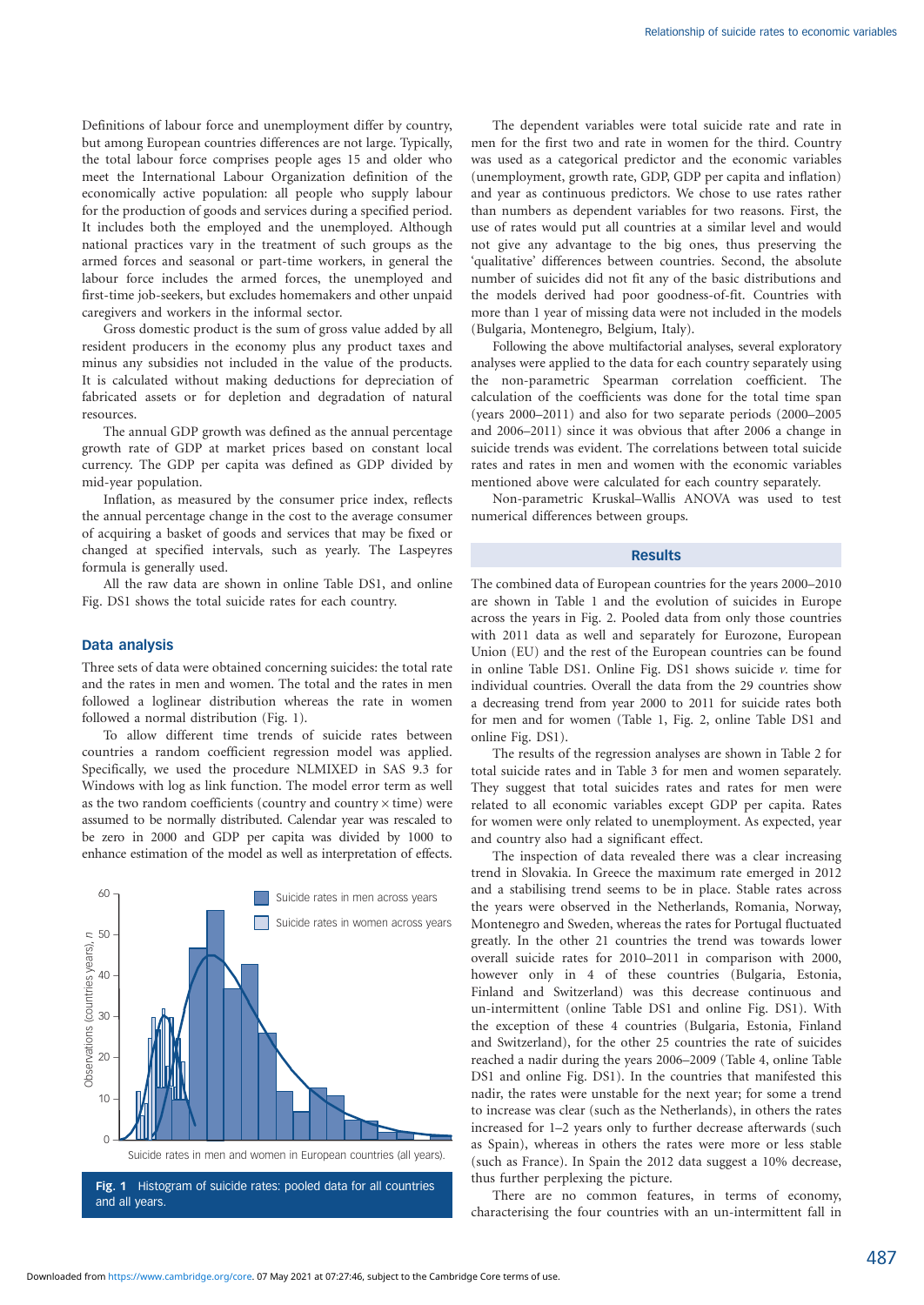Definitions of labour force and unemployment differ by country, but among European countries differences are not large. Typically, the total labour force comprises people ages 15 and older who meet the International Labour Organization definition of the economically active population: all people who supply labour for the production of goods and services during a specified period. It includes both the employed and the unemployed. Although national practices vary in the treatment of such groups as the armed forces and seasonal or part-time workers, in general the labour force includes the armed forces, the unemployed and first-time job-seekers, but excludes homemakers and other unpaid caregivers and workers in the informal sector.

Gross domestic product is the sum of gross value added by all resident producers in the economy plus any product taxes and minus any subsidies not included in the value of the products. It is calculated without making deductions for depreciation of fabricated assets or for depletion and degradation of natural resources.

The annual GDP growth was defined as the annual percentage growth rate of GDP at market prices based on constant local currency. The GDP per capita was defined as GDP divided by mid-year population.

Inflation, as measured by the consumer price index, reflects the annual percentage change in the cost to the average consumer of acquiring a basket of goods and services that may be fixed or changed at specified intervals, such as yearly. The Laspeyres formula is generally used.

All the raw data are shown in online Table DS1, and online Fig. DS1 shows the total suicide rates for each country.

### Data analysis

Three sets of data were obtained concerning suicides: the total rate and the rates in men and women. The total and the rates in men followed a loglinear distribution whereas the rate in women followed a normal distribution (Fig. 1).

To allow different time trends of suicide rates between countries a random coefficient regression model was applied. Specifically, we used the procedure NLMIXED in SAS 9.3 for Windows with log as link function. The model error term as well as the two random coefficients (country and country × time) were assumed to be normally distributed. Calendar year was rescaled to be zero in 2000 and GDP per capita was divided by 1000 to enhance estimation of the model as well as interpretation of effects.

**Fig. 1** Histogram of suicide rates: pooled data for all countries and all years.

The dependent variables were total suicide rate and rate in men for the first two and rate in women for the third. Country was used as a categorical predictor and the economic variables (unemployment, growth rate, GDP, GDP per capita and inflation) and year as continuous predictors. We chose to use rates rather than numbers as dependent variables for two reasons. First, the use of rates would put all countries at a similar level and would not give any advantage to the big ones, thus preserving the 'qualitative' differences between countries. Second, the absolute number of suicides did not fit any of the basic distributions and the models derived had poor goodness-of-fit. Countries with more than 1 year of missing data were not included in the models (Bulgaria, Montenegro, Belgium, Italy).

Following the above multifactorial analyses, several exploratory analyses were applied to the data for each country separately using the non-parametric Spearman correlation coefficient. The calculation of the coefficients was done for the total time span (years 2000–2011) and also for two separate periods (2000–2005 and 2006–2011) since it was obvious that after 2006 a change in suicide trends was evident. The correlations between total suicide rates and rates in men and women with the economic variables mentioned above were calculated for each country separately.

Non-parametric Kruskal–Wallis ANOVA was used to test numerical differences between groups.

## Results

The combined data of European countries for the years 2000–2010 are shown in Table 1 and the evolution of suicides in Europe across the years in Fig. 2. Pooled data from only those countries with 2011 data as well and separately for Eurozone, European Union (EU) and the rest of the European countries can be found in online Table DS1. Online Fig. DS1 shows suicide *v.* time for individual countries. Overall the data from the 29 countries show a decreasing trend from year 2000 to 2011 for suicide rates both for men and for women (Table 1, Fig. 2, online Table DS1 and online Fig. DS1).

The results of the regression analyses are shown in Table 2 for total suicide rates and in Table 3 for men and women separately. They suggest that total suicides rates and rates for men were related to all economic variables except GDP per capita. Rates for women were only related to unemployment. As expected, year and country also had a significant effect.

The inspection of data revealed there was a clear increasing trend in Slovakia. In Greece the maximum rate emerged in 2012 and a stabilising trend seems to be in place. Stable rates across the years were observed in the Netherlands, Romania, Norway, Montenegro and Sweden, whereas the rates for Portugal fluctuated greatly. In the other 21 countries the trend was towards lower overall suicide rates for 2010–2011 in comparison with 2000, however only in 4 of these countries (Bulgaria, Estonia, Finland and Switzerland) was this decrease continuous and un-intermittent (online Table DS1 and online Fig. DS1). With the exception of these 4 countries (Bulgaria, Estonia, Finland and Switzerland), for the other 25 countries the rate of suicides reached a nadir during the years 2006–2009 (Table 4, online Table DS1 and online Fig. DS1). In the countries that manifested this nadir, the rates were unstable for the next year; for some a trend to increase was clear (such as the Netherlands), in others the rates increased for 1–2 years only to further decrease afterwards (such as Spain), whereas in others the rates were more or less stable (such as France). In Spain the 2012 data suggest a 10% decrease, thus further perplexing the picture.

There are no common features, in terms of economy, characterising the four countries with an un-intermittent fall in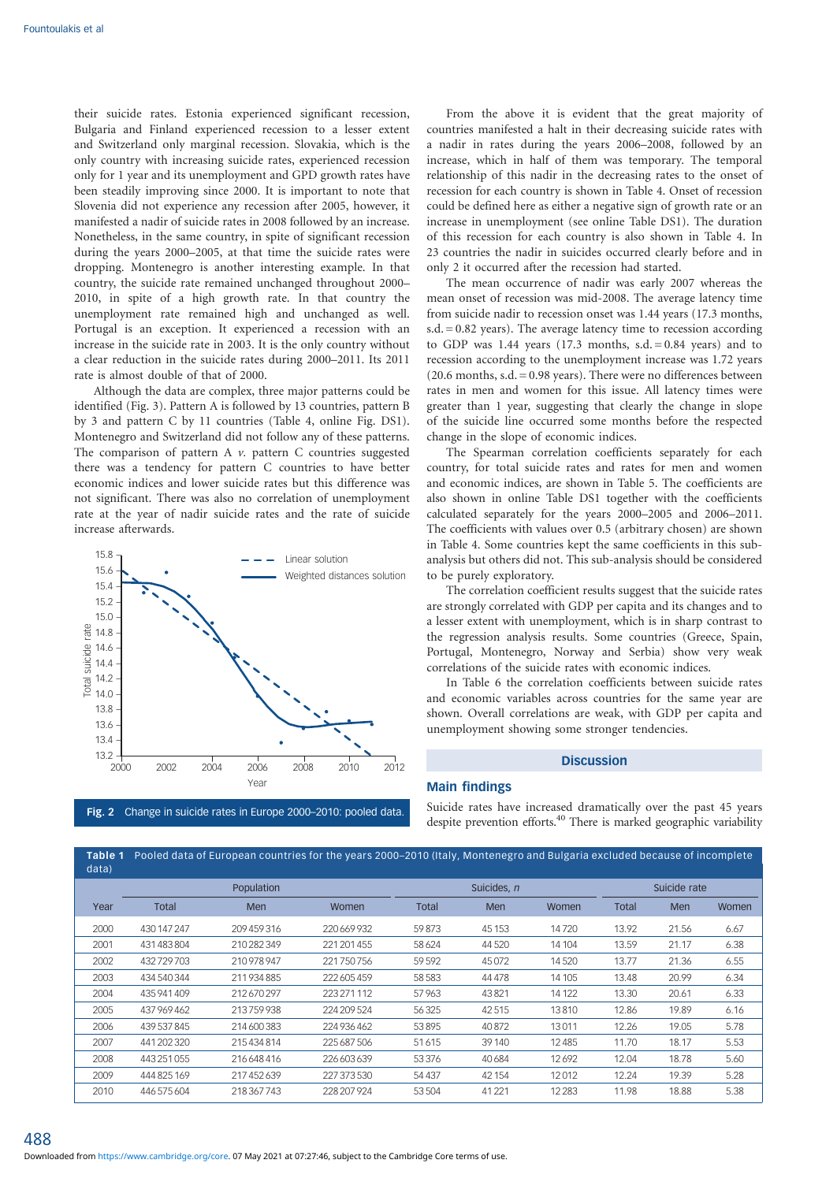their suicide rates. Estonia experienced significant recession, Bulgaria and Finland experienced recession to a lesser extent and Switzerland only marginal recession. Slovakia, which is the only country with increasing suicide rates, experienced recession only for 1 year and its unemployment and GPD growth rates have been steadily improving since 2000. It is important to note that Slovenia did not experience any recession after 2005, however, it manifested a nadir of suicide rates in 2008 followed by an increase. Nonetheless, in the same country, in spite of significant recession during the years 2000–2005, at that time the suicide rates were dropping. Montenegro is another interesting example. In that country, the suicide rate remained unchanged throughout 2000–2010, in spite of a high growth rate. In that country the unemployment rate remained high and unchanged as well. Portugal is an exception. It experienced a recession with an increase in the suicide rate in 2003. It is the only country without a clear reduction in the suicide rates during 2000–2011. Its 2011 rate is almost double of that of 2000.

Although the data are complex, three major patterns could be identified (Fig. 3). Pattern A is followed by 13 countries, pattern B by 3 and pattern C by 11 countries (Table 4, online Fig. DS1). Montenegro and Switzerland did not follow any of these patterns. The comparison of pattern A *v.* pattern C countries suggested there was a tendency for pattern C countries to have better economic indices and lower suicide rates but this difference was not significant. There was also no correlation of unemployment rate at the year of nadir suicide rates and the rate of suicide increase afterwards.

**Fig. 2** Change in suicide rates in Europe 2000–2010: pooled data.

From the above it is evident that the great majority of countries manifested a halt in their decreasing suicide rates with a nadir in rates during the years 2006–2008, followed by an increase, which in half of them was temporary. The temporal relationship of this nadir in the decreasing rates to the onset of recession for each country is shown in Table 4. Onset of recession could be defined here as either a negative sign of growth rate or an increase in unemployment (see online Table DS1). The duration of this recession for each country is also shown in Table 4. In 23 countries the nadir in suicides occurred clearly before and in only 2 it occurred after the recession had started.

The mean occurrence of nadir was early 2007 whereas the mean onset of recession was mid-2008. The average latency time from suicide nadir to recession onset was 1.44 years (17.3 months, s.d. = 0.82 years). The average latency time to recession according to GDP was 1.44 years (17.3 months, s.d. = 0.84 years) and to recession according to the unemployment increase was 1.72 years (20.6 months, s.d. = 0.98 years). There were no differences between rates in men and women for this issue. All latency times were greater than 1 year, suggesting that clearly the change in slope of the suicide line occurred some months before the respected change in the slope of economic indices.

The Spearman correlation coefficients separately for each country, for total suicide rates and rates for men and women and economic indices, are shown in Table 5. The coefficients are also shown in online Table DS1 together with the coefficients calculated separately for the years 2000–2005 and 2006–2011. The coefficients with values over 0.5 (arbitrary chosen) are shown in Table 4. Some countries kept the same coefficients in this sub-analysis but others did not. This sub-analysis should be considered to be purely exploratory.

The correlation coefficient results suggest that the suicide rates are strongly correlated with GDP per capita and its changes and to a lesser extent with unemployment, which is in sharp contrast to the regression analysis results. Some countries (Greece, Spain, Portugal, Montenegro, Norway and Serbia) show very weak correlations of the suicide rates with economic indices.

In Table 6 the correlation coefficients between suicide rates and economic variables across countries for the same year are shown. Overall correlations are weak, with GDP per capita and unemployment showing some stronger tendencies.

## Discussion

### Main findings

Suicide rates have increased dramatically over the past 45 years despite prevention efforts.[40] There is marked geographic variability

**Table 1** Pooled data of European countries for the years 2000–2010 (Italy, Montenegro and Bulgaria excluded because of incomplete data)

| | Population | | | Suicides, *n* | | | Suicide rate | | |
|---|---|---|---|---|---|---|---|---|---|
| Year | Total | Men | Women | Total | Men | Women | Total | Men | Women |
| 2000 | 430 147 247 | 209 459 316 | 220 669 932 | 59 873 | 45 153 | 14 720 | 13.92 | 21.56 | 6.67 |
| 2001 | 431 483 804 | 210 282 349 | 221 201 455 | 58 624 | 44 520 | 14 104 | 13.59 | 21.17 | 6.38 |
| 2002 | 432 729 703 | 210 978 947 | 221 750 756 | 59 592 | 45 072 | 14 520 | 13.77 | 21.36 | 6.55 |
| 2003 | 434 540 344 | 211 934 885 | 222 605 459 | 58 583 | 44 478 | 14 105 | 13.48 | 20.99 | 6.34 |
| 2004 | 435 941 409 | 212 670 297 | 223 271 112 | 57 963 | 43 821 | 14 122 | 13.30 | 20.61 | 6.33 |
| 2005 | 437 969 462 | 213 759 938 | 224 209 524 | 56 325 | 42 515 | 13 810 | 12.86 | 19.89 | 6.16 |
| 2006 | 439 537 845 | 214 600 383 | 224 936 462 | 53 895 | 40 872 | 13 011 | 12.26 | 19.05 | 5.78 |
| 2007 | 441 202 320 | 215 434 814 | 225 687 506 | 51 615 | 39 140 | 12 485 | 11.70 | 18.17 | 5.53 |
| 2008 | 443 251 055 | 216 648 416 | 226 603 639 | 53 376 | 40 684 | 12 692 | 12.04 | 18.78 | 5.60 |
| 2009 | 444 825 169 | 217 452 639 | 227 373 530 | 54 437 | 42 154 | 12 012 | 12.24 | 19.39 | 5.28 |
| 2010 | 446 575 604 | 218 367 743 | 228 207 924 | 53 504 | 41 221 | 12 283 | 11.98 | 18.88 | 5.38 |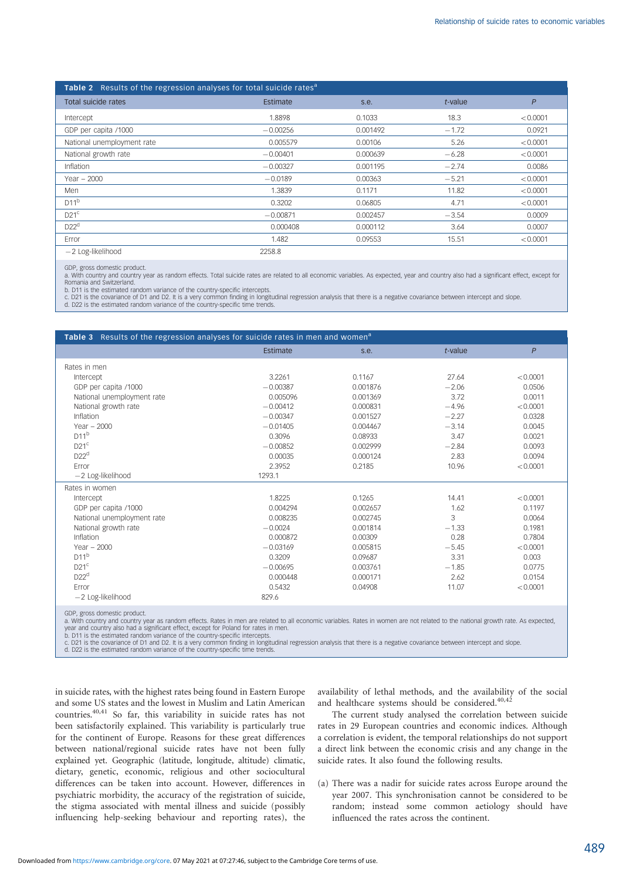**Table 2** Results of the regression analyses for total suicide rates[a]

| Total suicide rates | Estimate | s.e. | *t*-value | *P* |
|---|---|---|---|---|
| Intercept | 1.8898 | 0.1033 | 18.3 | <0.0001 |
| GDP per capita /1000 | −0.00256 | 0.001492 | −1.72 | 0.0921 |
| National unemployment rate | 0.005579 | 0.00106 | 5.26 | <0.0001 |
| National growth rate | −0.00401 | 0.000639 | −6.28 | <0.0001 |
| Inflation | −0.00327 | 0.001195 | −2.74 | 0.0086 |
| Year − 2000 | −0.0189 | 0.00363 | −5.21 | <0.0001 |
| Men | 1.3839 | 0.1171 | 11.82 | <0.0001 |
| D11[b] | 0.3202 | 0.06805 | 4.71 | <0.0001 |
| D21[c] | −0.00871 | 0.002457 | −3.54 | 0.0009 |
| D22[d] | 0.000408 | 0.000112 | 3.64 | 0.0007 |
| Error | 1.482 | 0.09553 | 15.51 | <0.0001 |
| −2 Log-likelihood | 2258.8 | | | |

GDP, gross domestic product.
a. With country and country year as random effects. Total suicide rates are related to all economic variables. As expected, year and country also had a significant effect, except for Romania and Switzerland.
b. D11 is the estimated random variance of the country-specific intercepts.
c. D21 is the covariance of D1 and D2. It is a very common finding in longitudinal regression analysis that there is a negative covariance between intercept and slope.
d. D22 is the estimated random variance of the country-specific time trends.

**Table 3** Results of the regression analyses for suicide rates in men and women[a]

| | Estimate | s.e. | *t*-value | *P* |
|---|---|---|---|---|
| Rates in men | | | | |
| Intercept | 3.2261 | 0.1167 | 27.64 | <0.0001 |
| GDP per capita /1000 | −0.00387 | 0.001876 | −2.06 | 0.0506 |
| National unemployment rate | 0.005096 | 0.001369 | 3.72 | 0.0011 |
| National growth rate | −0.00412 | 0.000831 | −4.96 | <0.0001 |
| Inflation | −0.00347 | 0.001527 | −2.27 | 0.0328 |
| Year − 2000 | −0.01405 | 0.004467 | −3.14 | 0.0045 |
| D11[b] | 0.3096 | 0.08933 | 3.47 | 0.0021 |
| D21[c] | −0.00852 | 0.002999 | −2.84 | 0.0093 |
| D22[d] | 0.00035 | 0.000124 | 2.83 | 0.0094 |
| Error | 2.3952 | 0.2185 | 10.96 | <0.0001 |
| −2 Log-likelihood | 1293.1 | | | |
| Rates in women | | | | |
| Intercept | 1.8225 | 0.1265 | 14.41 | <0.0001 |
| GDP per capita /1000 | 0.004294 | 0.002657 | 1.62 | 0.1197 |
| National unemployment rate | 0.008235 | 0.002745 | 3 | 0.0064 |
| National growth rate | −0.0024 | 0.001814 | −1.33 | 0.1981 |
| Inflation | 0.000872 | 0.00309 | 0.28 | 0.7804 |
| Year − 2000 | −0.03169 | 0.005815 | −5.45 | <0.0001 |
| D11[b] | 0.3209 | 0.09687 | 3.31 | 0.003 |
| D21[c] | −0.00695 | 0.003761 | −1.85 | 0.0775 |
| D22[d] | 0.000448 | 0.000171 | 2.62 | 0.0154 |
| Error | 0.5432 | 0.04908 | 11.07 | <0.0001 |
| −2 Log-likelihood | 829.6 | | | |

GDP, gross domestic product.
a. With country and country year as random effects. Rates in men are related to all economic variables. Rates in women are not related to the national growth rate. As expected, year and country also had a significant effect, except for Poland for rates in men.
b. D11 is the estimated random variance of the country-specific intercepts.
c. D21 is the covariance of D1 and D2. It is a very common finding in longitudinal regression analysis that there is a negative covariance between intercept and slope.
d. D22 is the estimated random variance of the country-specific time trends.

in suicide rates, with the highest rates being found in Eastern Europe and some US states and the lowest in Muslim and Latin American countries.[40,41] So far, this variability in suicide rates has not been satisfactorily explained. This variability is particularly true for the continent of Europe. Reasons for these great differences between national/regional suicide rates have not been fully explained yet. Geographic (latitude, longitude, altitude) climatic, dietary, genetic, economic, religious and other sociocultural differences can be taken into account. However, differences in psychiatric morbidity, the accuracy of the registration of suicide, the stigma associated with mental illness and suicide (possibly influencing help-seeking behaviour and reporting rates), the availability of lethal methods, and the availability of the social and healthcare systems should be considered.[40,42]

The current study analysed the correlation between suicide rates in 29 European countries and economic indices. Although a correlation is evident, the temporal relationships do not support a direct link between the economic crisis and any change in the suicide rates. It also found the following results.

(a) There was a nadir for suicide rates across Europe around the year 2007. This synchronisation cannot be considered to be random; instead some common aetiology should have influenced the rates across the continent.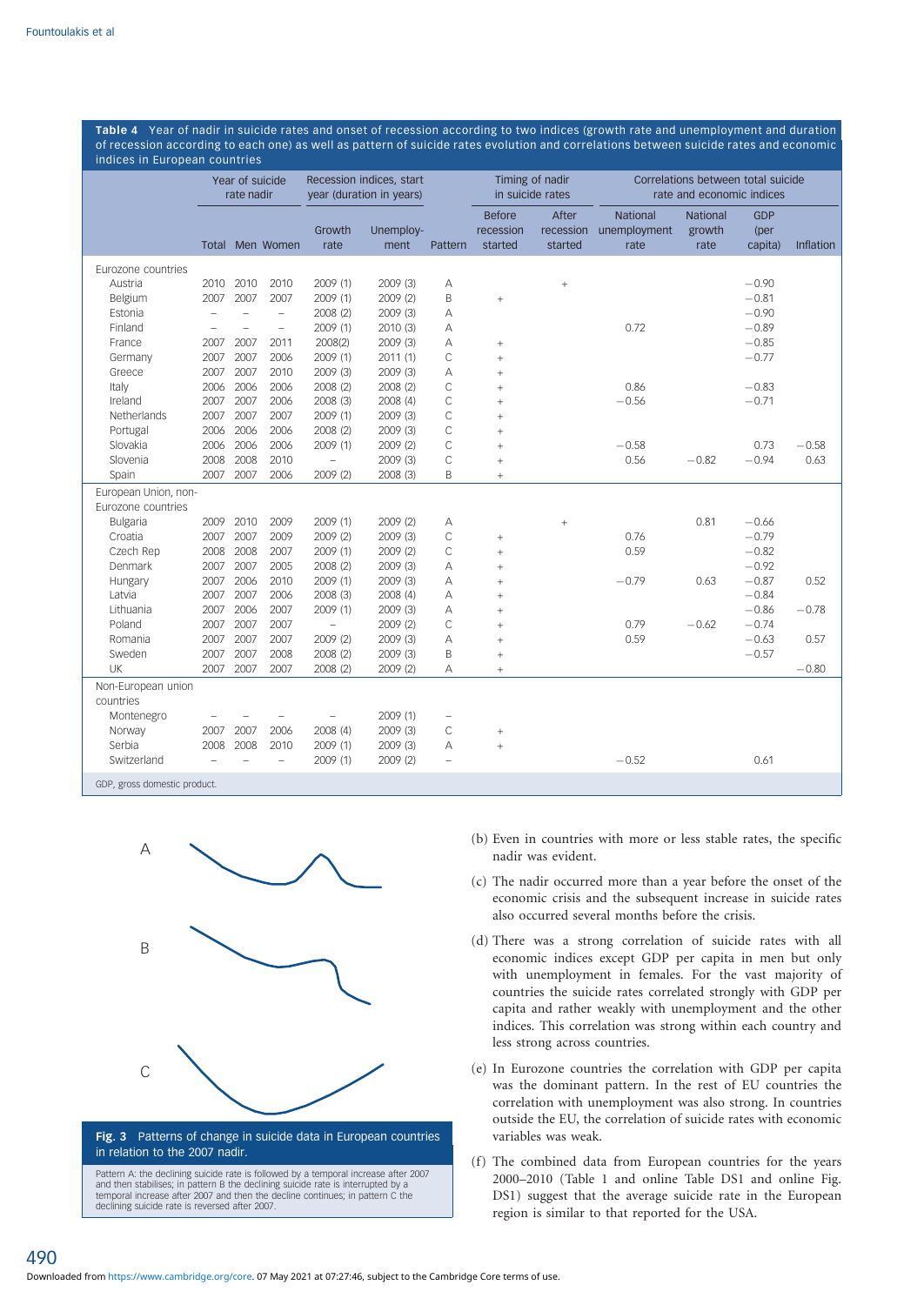**Table 4** Year of nadir in suicide rates and onset of recession according to two indices (growth rate and unemployment and duration of recession according to each one) as well as pattern of suicide rates evolution and correlations between suicide rates and economic indices in European countries

| | Year of suicide rate nadir | | | Recession indices, start year (duration in years) | | | Timing of nadir in suicide rates | | Correlations between total suicide rate and economic indices | | | |
|---|---|---|---|---|---|---|---|---|---|---|---|---|
| | Total | Men | Women | Growth rate | Unemploy-ment | Pattern | Before recession started | After recession started | National unemployment rate | National growth rate | GDP (per capita) | Inflation |
| **Eurozone countries** | | | | | | | | | | | | |
| Austria | 2010 | 2010 | 2010 | 2009 (1) | 2009 (3) | A | | + | | | −0.90 | |
| Belgium | 2007 | 2007 | 2007 | 2009 (1) | 2009 (2) | B | + | | | | −0.81 | |
| Estonia | – | – | – | 2008 (2) | 2009 (3) | A | | | | | −0.90 | |
| Finland | – | – | – | 2009 (1) | 2010 (3) | A | | | 0.72 | | −0.89 | |
| France | 2007 | 2007 | 2011 | 2008(2) | 2009 (3) | A | + | | | | −0.85 | |
| Germany | 2007 | 2007 | 2006 | 2009 (1) | 2011 (1) | C | + | | | | −0.77 | |
| Greece | 2007 | 2007 | 2010 | 2009 (3) | 2009 (3) | A | + | | | | | |
| Italy | 2006 | 2006 | 2006 | 2008 (2) | 2008 (2) | C | + | | 0.86 | | −0.83 | |
| Ireland | 2007 | 2007 | 2006 | 2008 (3) | 2008 (4) | C | + | | −0.56 | | −0.71 | |
| Netherlands | 2007 | 2007 | 2007 | 2009 (1) | 2009 (3) | C | + | | | | | |
| Portugal | 2006 | 2006 | 2006 | 2008 (2) | 2009 (3) | C | + | | | | | |
| Slovakia | 2006 | 2006 | 2006 | 2009 (1) | 2009 (2) | C | + | | −0.58 | | 0.73 | −0.58 |
| Slovenia | 2008 | 2008 | 2010 | – | 2009 (3) | C | + | | 0.56 | −0.82 | −0.94 | 0.63 |
| Spain | 2007 | 2007 | 2006 | 2009 (2) | 2008 (3) | B | + | | | | | |
| **European Union, non-Eurozone countries** | | | | | | | | | | | | |
| Bulgaria | 2009 | 2010 | 2009 | 2009 (1) | 2009 (2) | A | | + | | 0.81 | −0.66 | |
| Croatia | 2007 | 2007 | 2009 | 2009 (2) | 2009 (3) | C | + | | 0.76 | | −0.79 | |
| Czech Rep | 2008 | 2008 | 2007 | 2009 (1) | 2009 (2) | C | + | | 0.59 | | −0.82 | |
| Denmark | 2007 | 2007 | 2005 | 2008 (2) | 2009 (3) | A | + | | | | −0.92 | |
| Hungary | 2007 | 2006 | 2010 | 2009 (1) | 2009 (3) | A | + | | −0.79 | 0.63 | −0.87 | 0.52 |
| Latvia | 2007 | 2007 | 2006 | 2008 (3) | 2008 (4) | A | + | | | | −0.84 | |
| Lithuania | 2007 | 2006 | 2007 | 2009 (1) | 2009 (3) | A | + | | | | −0.86 | −0.78 |
| Poland | 2007 | 2007 | 2007 | – | 2009 (2) | C | + | | 0.79 | −0.62 | −0.74 | |
| Romania | 2007 | 2007 | 2007 | 2009 (2) | 2009 (3) | A | + | | 0.59 | | −0.63 | 0.57 |
| Sweden | 2007 | 2007 | 2008 | 2008 (2) | 2009 (3) | B | + | | | | −0.57 | |
| UK | 2007 | 2007 | 2007 | 2008 (2) | 2009 (2) | A | + | | | | | −0.80 |
| **Non-European union countries** | | | | | | | | | | | | |
| Montenegro | – | – | – | – | 2009 (1) | – | | | | | | |
| Norway | 2007 | 2007 | 2006 | 2008 (4) | 2009 (3) | C | + | | | | | |
| Serbia | 2008 | 2008 | 2010 | 2009 (1) | 2009 (3) | A | + | | | | | |
| Switzerland | – | – | – | 2009 (1) | 2009 (2) | – | | | −0.52 | | 0.61 | |

GDP, gross domestic product.

**Fig. 3** Patterns of change in suicide data in European countries in relation to the 2007 nadir.

Pattern A: the declining suicide rate is followed by a temporal increase after 2007 and then stabilises; in pattern B the declining suicide rate is interrupted by a temporal increase after 2007 and then the decline continues; in pattern C the declining suicide rate is reversed after 2007.

(b) Even in countries with more or less stable rates, the specific nadir was evident.

(c) The nadir occurred more than a year before the onset of the economic crisis and the subsequent increase in suicide rates also occurred several months before the crisis.

(d) There was a strong correlation of suicide rates with all economic indices except GDP per capita in men but only with unemployment in females. For the vast majority of countries the suicide rates correlated strongly with GDP per capita and rather weakly with unemployment and the other indices. This correlation was strong within each country and less strong across countries.

(e) In Eurozone countries the correlation with GDP per capita was the dominant pattern. In the rest of EU countries the correlation with unemployment was also strong. In countries outside the EU, the correlation of suicide rates with economic variables was weak.

(f) The combined data from European countries for the years 2000–2010 (Table 1 and online Table DS1 and online Fig. DS1) suggest that the average suicide rate in the European region is similar to that reported for the USA.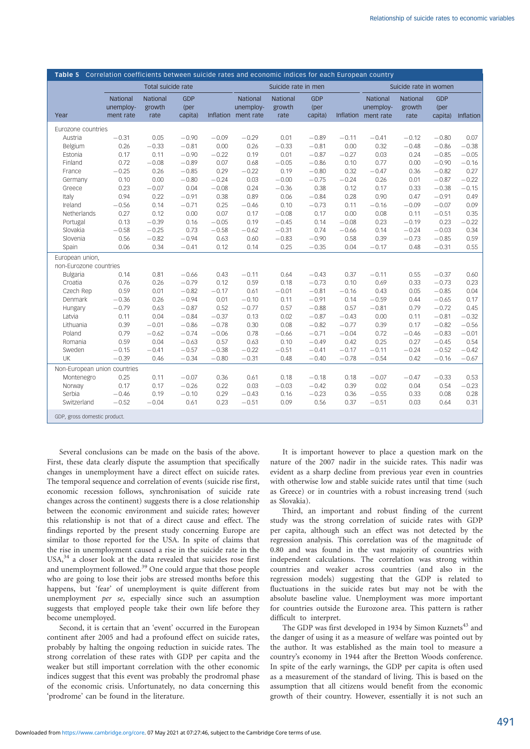**Table 5** Correlation coefficients between suicide rates and economic indices for each European country

| Year | Total suicide rate | | | | Suicide rate in men | | | | Suicide rate in women | | | |
|---|---|---|---|---|---|---|---|---|---|---|---|---|
| | National unemployment rate | National growth rate | GDP (per capita) | Inflation | National unemployment rate | National growth rate | GDP (per capita) | Inflation | National unemployment rate | National growth rate | GDP (per capita) | Inflation |
| Eurozone countries | | | | | | | | | | | | |
| Austria | −0.31 | 0.05 | −0.90 | −0.09 | −0.29 | 0.01 | −0.89 | −0.11 | −0.41 | −0.12 | −0.80 | 0.07 |
| Belgium | 0.26 | −0.33 | −0.81 | 0.00 | 0.26 | −0.33 | −0.81 | 0.00 | 0.32 | −0.48 | −0.86 | −0.38 |
| Estonia | 0.17 | 0.11 | −0.90 | −0.22 | 0.19 | 0.01 | −0.87 | −0.27 | 0.03 | 0.24 | −0.85 | −0.05 |
| Finland | 0.72 | −0.08 | −0.89 | 0.07 | 0.68 | −0.05 | −0.86 | 0.10 | 0.77 | 0.00 | −0.90 | −0.16 |
| France | −0.25 | 0.26 | −0.85 | 0.29 | −0.22 | 0.19 | −0.80 | 0.32 | −0.47 | 0.36 | −0.82 | 0.27 |
| Germany | 0.10 | 0.00 | −0.80 | −0.24 | 0.03 | −0.00 | −0.75 | −0.24 | 0.26 | 0.01 | −0.87 | −0.22 |
| Greece | 0.23 | −0.07 | 0.04 | −0.08 | 0.24 | −0.36 | 0.38 | 0.12 | 0.17 | 0.33 | −0.38 | −0.15 |
| Italy | 0.94 | 0.22 | −0.91 | 0.38 | 0.89 | 0.06 | −0.84 | 0.28 | 0.90 | 0.47 | −0.91 | 0.49 |
| Ireland | −0.56 | 0.14 | −0.71 | 0.25 | −0.46 | 0.10 | −0.73 | 0.11 | −0.16 | −0.09 | −0.07 | 0.09 |
| Netherlands | 0.27 | 0.12 | 0.00 | 0.07 | 0.17 | −0.08 | 0.17 | 0.00 | 0.08 | 0.11 | −0.51 | 0.35 |
| Portugal | 0.13 | −0.39 | 0.16 | −0.05 | 0.19 | −0.45 | 0.14 | −0.08 | 0.23 | −0.19 | 0.23 | −0.22 |
| Slovakia | −0.58 | −0.25 | 0.73 | −0.58 | −0.62 | −0.31 | 0.74 | −0.66 | 0.14 | −0.24 | −0.03 | 0.34 |
| Slovenia | 0.56 | −0.82 | −0.94 | 0.63 | 0.60 | −0.83 | −0.90 | 0.58 | 0.39 | −0.73 | −0.85 | 0.59 |
| Spain | 0.06 | 0.34 | −0.41 | 0.12 | 0.14 | 0.25 | −0.35 | 0.04 | −0.17 | 0.48 | −0.31 | 0.55 |
| European union, non-Eurozone countries | | | | | | | | | | | | |
| Bulgaria | 0.14 | 0.81 | −0.66 | 0.43 | −0.11 | 0.64 | −0.43 | 0.37 | −0.11 | 0.55 | −0.37 | 0.60 |
| Croatia | 0.76 | 0.26 | −0.79 | 0.12 | 0.59 | 0.18 | −0.73 | 0.10 | 0.69 | 0.33 | −0.73 | 0.23 |
| Czech Rep | 0.59 | 0.01 | −0.82 | −0.17 | 0.61 | −0.01 | −0.81 | −0.16 | 0.43 | 0.05 | −0.85 | 0.04 |
| Denmark | −0.36 | 0.26 | −0.94 | 0.01 | −0.10 | 0.11 | −0.91 | 0.14 | −0.59 | 0.44 | −0.65 | 0.17 |
| Hungary | −0.79 | 0.63 | −0.87 | 0.52 | −0.77 | 0.57 | −0.88 | 0.57 | −0.81 | 0.79 | −0.72 | 0.45 |
| Latvia | 0.11 | 0.04 | −0.84 | −0.37 | 0.13 | 0.02 | −0.87 | −0.43 | 0.00 | 0.11 | −0.81 | −0.32 |
| Lithuania | 0.39 | −0.01 | −0.86 | −0.78 | 0.30 | 0.08 | −0.82 | −0.77 | 0.39 | 0.17 | −0.82 | −0.56 |
| Poland | 0.79 | −0.62 | −0.74 | −0.06 | 0.78 | −0.66 | −0.71 | −0.04 | 0.72 | −0.46 | −0.83 | −0.01 |
| Romania | 0.59 | 0.04 | −0.63 | 0.57 | 0.63 | 0.10 | −0.49 | 0.42 | 0.25 | 0.27 | −0.45 | 0.54 |
| Sweden | −0.15 | −0.41 | −0.57 | −0.38 | −0.22 | −0.51 | −0.41 | −0.17 | −0.11 | −0.24 | −0.52 | −0.42 |
| UK | −0.39 | 0.46 | −0.34 | −0.80 | −0.31 | 0.48 | −0.40 | −0.78 | −0.54 | 0.42 | −0.16 | −0.67 |
| Non-European union countries | | | | | | | | | | | | |
| Montenegro | 0.25 | 0.11 | −0.07 | 0.36 | 0.61 | 0.18 | −0.18 | 0.18 | −0.07 | −0.47 | −0.33 | 0.53 |
| Norway | 0.17 | 0.17 | −0.26 | 0.22 | 0.03 | −0.03 | −0.42 | 0.39 | 0.02 | 0.04 | 0.54 | −0.23 |
| Serbia | −0.46 | 0.19 | −0.10 | 0.29 | −0.43 | 0.16 | −0.23 | 0.36 | −0.55 | 0.33 | 0.08 | 0.28 |
| Switzerland | −0.52 | −0.04 | 0.61 | 0.23 | −0.51 | 0.09 | 0.56 | 0.37 | −0.51 | 0.03 | 0.64 | 0.31 |

GDP, gross domestic product.

Several conclusions can be made on the basis of the above. First, these data clearly dispute the assumption that specifically changes in unemployment have a direct effect on suicide rates. The temporal sequence and correlation of events (suicide rise first, economic recession follows, synchronisation of suicide rate changes across the continent) suggests there is a close relationship between the economic environment and suicide rates; however this relationship is not that of a direct cause and effect. The findings reported by the present study concerning Europe are similar to those reported for the USA. In spite of claims that the rise in unemployment caused a rise in the suicide rate in the USA,[34] a closer look at the data revealed that suicides rose first and unemployment followed.[39] One could argue that those people who are going to lose their jobs are stressed months before this happens, but 'fear' of unemployment is quite different from unemployment *per se*, especially since such an assumption suggests that employed people take their own life before they become unemployed.

Second, it is certain that an 'event' occurred in the European continent after 2005 and had a profound effect on suicide rates, probably by halting the ongoing reduction in suicide rates. The strong correlation of these rates with GDP per capita and the weaker but still important correlation with the other economic indices suggest that this event was probably the prodromal phase of the economic crisis. Unfortunately, no data concerning this 'prodrome' can be found in the literature.

It is important however to place a question mark on the nature of the 2007 nadir in the suicide rates. This nadir was evident as a sharp decline from previous year even in countries with otherwise low and stable suicide rates until that time (such as Greece) or in countries with a robust increasing trend (such as Slovakia).

Third, an important and robust finding of the current study was the strong correlation of suicide rates with GDP per capita, although such an effect was not detected by the regression analysis. This correlation was of the magnitude of 0.80 and was found in the vast majority of countries with independent calculations. The correlation was strong within countries and weaker across countries (and also in the regression models) suggesting that the GDP is related to fluctuations in the suicide rates but may not be with the absolute baseline value. Unemployment was more important for countries outside the Eurozone area. This pattern is rather difficult to interpret.

The GDP was first developed in 1934 by Simon Kuznets[43] and the danger of using it as a measure of welfare was pointed out by the author. It was established as the main tool to measure a country's economy in 1944 after the Bretton Woods conference. In spite of the early warnings, the GDP per capita is often used as a measurement of the standard of living. This is based on the assumption that all citizens would benefit from the economic growth of their country. However, essentially it is not such an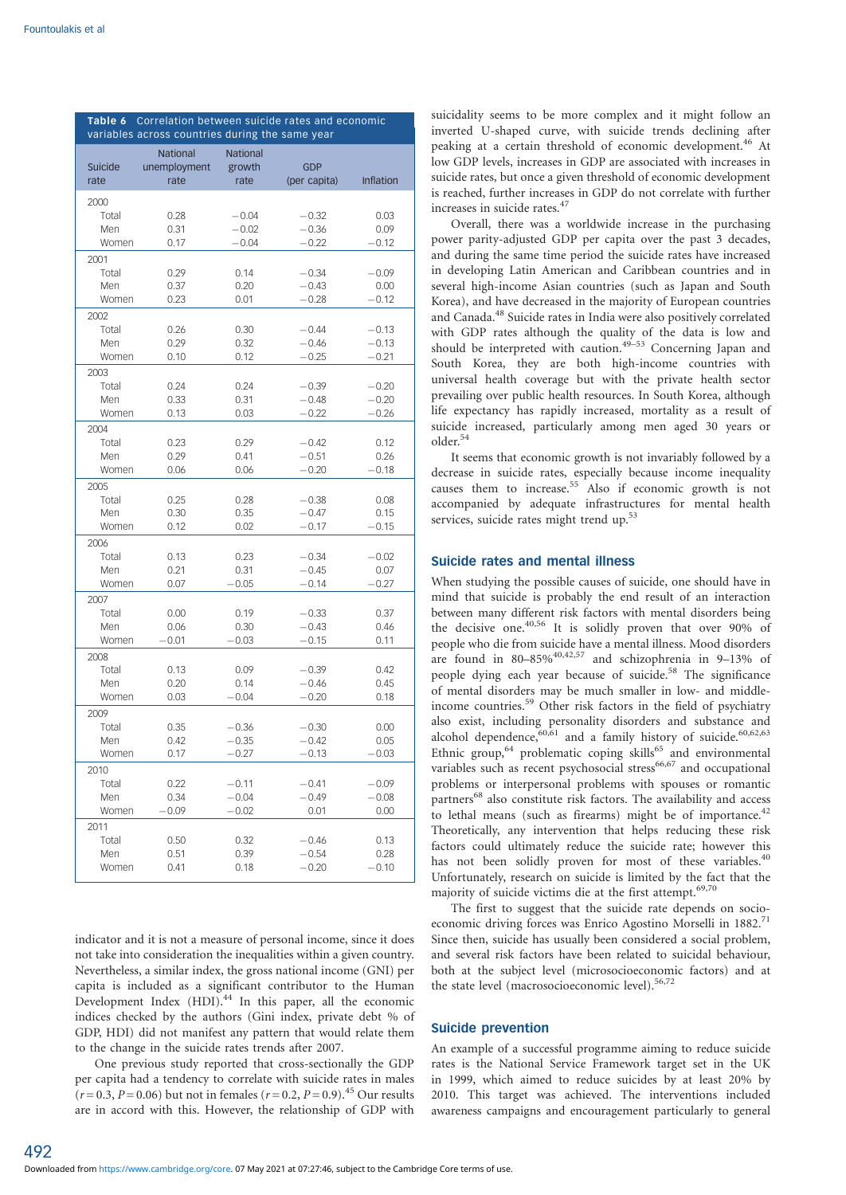**Table 6** Correlation between suicide rates and economic variables across countries during the same year

| Suicide rate | National unemployment rate | National growth rate | GDP (per capita) | Inflation |
|---|---|---|---|---|
| 2000 | | | | |
| Total | 0.28 | −0.04 | −0.32 | 0.03 |
| Men | 0.31 | −0.02 | −0.36 | 0.09 |
| Women | 0.17 | −0.04 | −0.22 | −0.12 |
| 2001 | | | | |
| Total | 0.29 | 0.14 | −0.34 | −0.09 |
| Men | 0.37 | 0.20 | −0.43 | 0.00 |
| Women | 0.23 | 0.01 | −0.28 | −0.12 |
| 2002 | | | | |
| Total | 0.26 | 0.30 | −0.44 | −0.13 |
| Men | 0.29 | 0.32 | −0.46 | −0.13 |
| Women | 0.10 | 0.12 | −0.25 | −0.21 |
| 2003 | | | | |
| Total | 0.24 | 0.24 | −0.39 | −0.20 |
| Men | 0.33 | 0.31 | −0.48 | −0.20 |
| Women | 0.13 | 0.03 | −0.22 | −0.26 |
| 2004 | | | | |
| Total | 0.23 | 0.29 | −0.42 | 0.12 |
| Men | 0.29 | 0.41 | −0.51 | 0.26 |
| Women | 0.06 | 0.06 | −0.20 | −0.18 |
| 2005 | | | | |
| Total | 0.25 | 0.28 | −0.38 | 0.08 |
| Men | 0.30 | 0.35 | −0.47 | 0.15 |
| Women | 0.12 | 0.02 | −0.17 | −0.15 |
| 2006 | | | | |
| Total | 0.13 | 0.23 | −0.34 | −0.02 |
| Men | 0.21 | 0.31 | −0.45 | 0.07 |
| Women | 0.07 | −0.05 | −0.14 | −0.27 |
| 2007 | | | | |
| Total | 0.00 | 0.19 | −0.33 | 0.37 |
| Men | 0.06 | 0.30 | −0.43 | 0.46 |
| Women | −0.01 | −0.03 | −0.15 | 0.11 |
| 2008 | | | | |
| Total | 0.13 | 0.09 | −0.39 | 0.42 |
| Men | 0.20 | 0.14 | −0.46 | 0.45 |
| Women | 0.03 | −0.04 | −0.20 | 0.18 |
| 2009 | | | | |
| Total | 0.35 | −0.36 | −0.30 | 0.00 |
| Men | 0.42 | −0.35 | −0.42 | 0.05 |
| Women | 0.17 | −0.27 | −0.13 | −0.03 |
| 2010 | | | | |
| Total | 0.22 | −0.11 | −0.41 | −0.09 |
| Men | 0.34 | −0.04 | −0.49 | −0.08 |
| Women | −0.09 | −0.02 | 0.01 | 0.00 |
| 2011 | | | | |
| Total | 0.50 | 0.32 | −0.46 | 0.13 |
| Men | 0.51 | 0.39 | −0.54 | 0.28 |
| Women | 0.41 | 0.18 | −0.20 | −0.10 |

indicator and it is not a measure of personal income, since it does not take into consideration the inequalities within a given country. Nevertheless, a similar index, the gross national income (GNI) per capita is included as a significant contributor to the Human Development Index (HDI).[44] In this paper, all the economic indices checked by the authors (Gini index, private debt % of GDP, HDI) did not manifest any pattern that would relate them to the change in the suicide rates trends after 2007.

One previous study reported that cross-sectionally the GDP per capita had a tendency to correlate with suicide rates in males ($r = 0.3$, $P = 0.06$) but not in females ($r = 0.2$, $P = 0.9$).[45] Our results are in accord with this. However, the relationship of GDP with suicidality seems to be more complex and it might follow an inverted U-shaped curve, with suicide trends declining after peaking at a certain threshold of economic development.[46] At low GDP levels, increases in GDP are associated with increases in suicide rates, but once a given threshold of economic development is reached, further increases in GDP do not correlate with further increases in suicide rates.[47]

Overall, there was a worldwide increase in the purchasing power parity-adjusted GDP per capita over the past 3 decades, and during the same time period the suicide rates have increased in developing Latin American and Caribbean countries and in several high-income Asian countries (such as Japan and South Korea), and have decreased in the majority of European countries and Canada.[48] Suicide rates in India were also positively correlated with GDP rates although the quality of the data is low and should be interpreted with caution.[49–53] Concerning Japan and South Korea, they are both high-income countries with universal health coverage but with the private health sector prevailing over public health resources. In South Korea, although life expectancy has rapidly increased, mortality as a result of suicide increased, particularly among men aged 30 years or older.[54]

It seems that economic growth is not invariably followed by a decrease in suicide rates, especially because income inequality causes them to increase.[55] Also if economic growth is not accompanied by adequate infrastructures for mental health services, suicide rates might trend up.[53]

## Suicide rates and mental illness

When studying the possible causes of suicide, one should have in mind that suicide is probably the end result of an interaction between many different risk factors with mental disorders being the decisive one.[40,56] It is solidly proven that over 90% of people who die from suicide have a mental illness. Mood disorders are found in 80–85%[40,42,57] and schizophrenia in 9–13% of people dying each year because of suicide.[58] The significance of mental disorders may be much smaller in low- and middle-income countries.[59] Other risk factors in the field of psychiatry also exist, including personality disorders and substance and alcohol dependence,[60,61] and a family history of suicide.[60,62,63] Ethnic group,[64] problematic coping skills[65] and environmental variables such as recent psychosocial stress[66,67] and occupational problems or interpersonal problems with spouses or romantic partners[68] also constitute risk factors. The availability and access to lethal means (such as firearms) might be of importance.[42] Theoretically, any intervention that helps reducing these risk factors could ultimately reduce the suicide rate; however this has not been solidly proven for most of these variables.[40] Unfortunately, research on suicide is limited by the fact that the majority of suicide victims die at the first attempt.[69,70]

The first to suggest that the suicide rate depends on socio-economic driving forces was Enrico Agostino Morselli in 1882.[71] Since then, suicide has usually been considered a social problem, and several risk factors have been related to suicidal behaviour, both at the subject level (microsocioeconomic factors) and at the state level (macrosocioeconomic level).[56,72]

## Suicide prevention

An example of a successful programme aiming to reduce suicide rates is the National Service Framework target set in the UK in 1999, which aimed to reduce suicides by at least 20% by 2010. This target was achieved. The interventions included awareness campaigns and encouragement particularly to general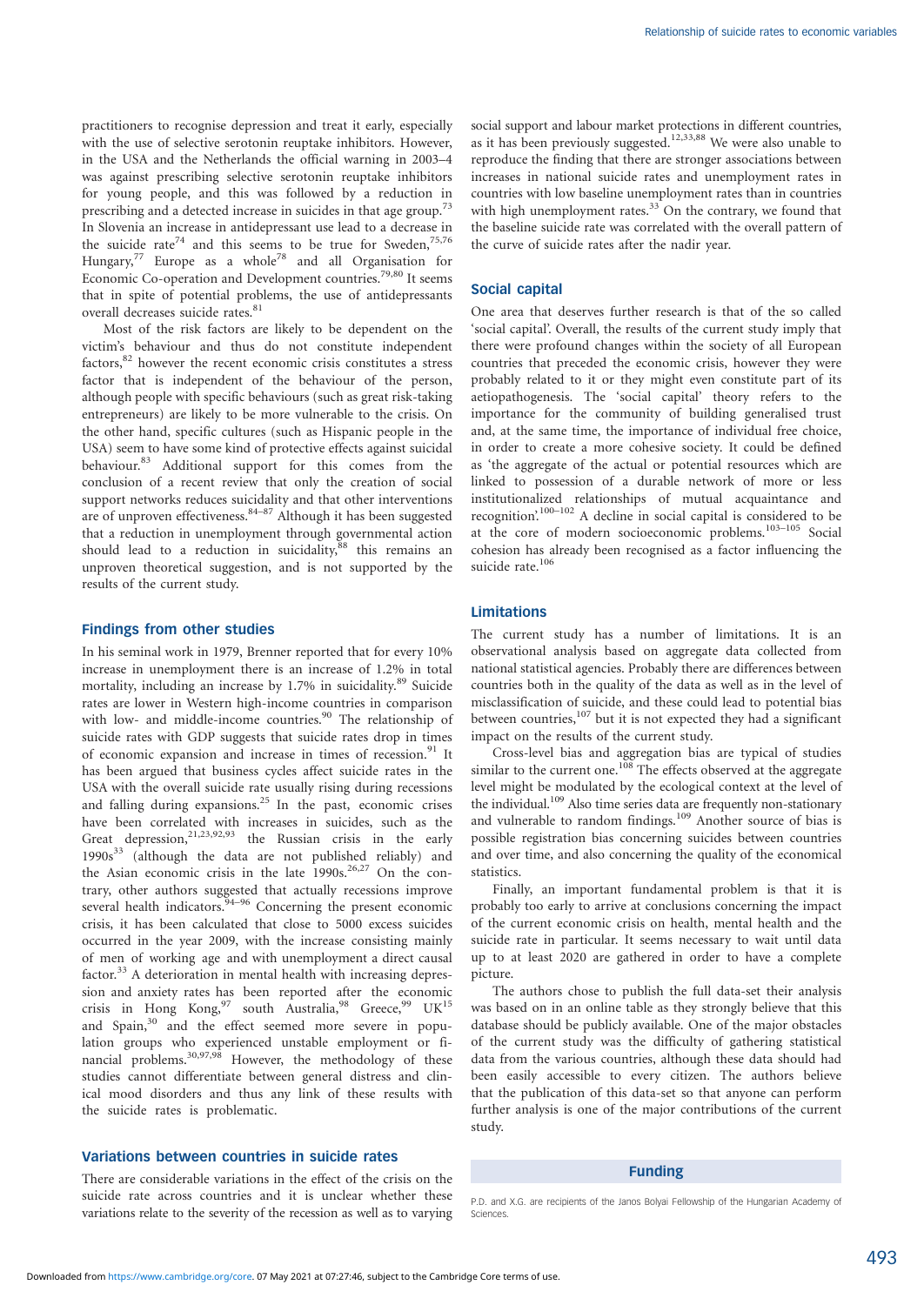practitioners to recognise depression and treat it early, especially with the use of selective serotonin reuptake inhibitors. However, in the USA and the Netherlands the official warning in 2003–4 was against prescribing selective serotonin reuptake inhibitors for young people, and this was followed by a reduction in prescribing and a detected increase in suicides in that age group.[73] In Slovenia an increase in antidepressant use lead to a decrease in the suicide rate[74] and this seems to be true for Sweden,[75,76] Hungary,[77] Europe as a whole[78] and all Organisation for Economic Co-operation and Development countries.[79,80] It seems that in spite of potential problems, the use of antidepressants overall decreases suicide rates.[81]

Most of the risk factors are likely to be dependent on the victim's behaviour and thus do not constitute independent factors,[82] however the recent economic crisis constitutes a stress factor that is independent of the behaviour of the person, although people with specific behaviours (such as great risk-taking entrepreneurs) are likely to be more vulnerable to the crisis. On the other hand, specific cultures (such as Hispanic people in the USA) seem to have some kind of protective effects against suicidal behaviour.[83] Additional support for this comes from the conclusion of a recent review that only the creation of social support networks reduces suicidality and that other interventions are of unproven effectiveness.[84–87] Although it has been suggested that a reduction in unemployment through governmental action should lead to a reduction in suicidality,[88] this remains an unproven theoretical suggestion, and is not supported by the results of the current study.

## Findings from other studies

In his seminal work in 1979, Brenner reported that for every 10% increase in unemployment there is an increase of 1.2% in total mortality, including an increase by 1.7% in suicidality.[89] Suicide rates are lower in Western high-income countries in comparison with low- and middle-income countries.[90] The relationship of suicide rates with GDP suggests that suicide rates drop in times of economic expansion and increase in times of recession.[91] It has been argued that business cycles affect suicide rates in the USA with the overall suicide rate usually rising during recessions and falling during expansions.[25] In the past, economic crises have been correlated with increases in suicides, such as the Great depression,[21,23,92,93] the Russian crisis in the early 1990s[33] (although the data are not published reliably) and the Asian economic crisis in the late 1990s.[26,27] On the contrary, other authors suggested that actually recessions improve several health indicators.[94–96] Concerning the present economic crisis, it has been calculated that close to 5000 excess suicides occurred in the year 2009, with the increase consisting mainly of men of working age and with unemployment a direct causal factor.[33] A deterioration in mental health with increasing depression and anxiety rates has been reported after the economic crisis in Hong Kong,[97] south Australia,[98] Greece,[99] UK[15] and Spain,[30] and the effect seemed more severe in population groups who experienced unstable employment or financial problems.[30,97,98] However, the methodology of these studies cannot differentiate between general distress and clinical mood disorders and thus any link of these results with the suicide rates is problematic.

## Variations between countries in suicide rates

There are considerable variations in the effect of the crisis on the suicide rate across countries and it is unclear whether these variations relate to the severity of the recession as well as to varying social support and labour market protections in different countries, as it has been previously suggested.[12,33,88] We were also unable to reproduce the finding that there are stronger associations between increases in national suicide rates and unemployment rates in countries with low baseline unemployment rates than in countries with high unemployment rates.[33] On the contrary, we found that the baseline suicide rate was correlated with the overall pattern of the curve of suicide rates after the nadir year.

## Social capital

One area that deserves further research is that of the so called 'social capital'. Overall, the results of the current study imply that there were profound changes within the society of all European countries that preceded the economic crisis, however they were probably related to it or they might even constitute part of its aetiopathogenesis. The 'social capital' theory refers to the importance for the community of building generalised trust and, at the same time, the importance of individual free choice, in order to create a more cohesive society. It could be defined as 'the aggregate of the actual or potential resources which are linked to possession of a durable network of more or less institutionalized relationships of mutual acquaintance and recognition'.[100–102] A decline in social capital is considered to be at the core of modern socioeconomic problems.[103–105] Social cohesion has already been recognised as a factor influencing the suicide rate.[106]

## Limitations

The current study has a number of limitations. It is an observational analysis based on aggregate data collected from national statistical agencies. Probably there are differences between countries both in the quality of the data as well as in the level of misclassification of suicide, and these could lead to potential bias between countries,[107] but it is not expected they had a significant impact on the results of the current study.

Cross-level bias and aggregation bias are typical of studies similar to the current one.[108] The effects observed at the aggregate level might be modulated by the ecological context at the level of the individual.[109] Also time series data are frequently non-stationary and vulnerable to random findings.[109] Another source of bias is possible registration bias concerning suicides between countries and over time, and also concerning the quality of the economical statistics.

Finally, an important fundamental problem is that it is probably too early to arrive at conclusions concerning the impact of the current economic crisis on health, mental health and the suicide rate in particular. It seems necessary to wait until data up to at least 2020 are gathered in order to have a complete picture.

The authors chose to publish the full data-set their analysis was based on in an online table as they strongly believe that this database should be publicly available. One of the major obstacles of the current study was the difficulty of gathering statistical data from the various countries, although these data should had been easily accessible to every citizen. The authors believe that the publication of this data-set so that anyone can perform further analysis is one of the major contributions of the current study.

## Funding

P.D. and X.G. are recipients of the Janos Bolyai Fellowship of the Hungarian Academy of Sciences.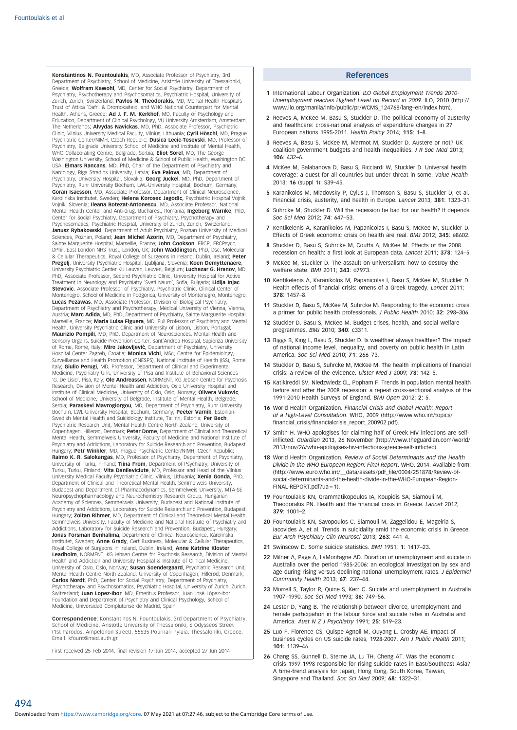**Konstantinos N. Fountoulakis**, MD, Associate Professor of Psychiatry, 3rd Department of Psychiatry, School of Medicine, Aristotle University of Thessaloniki, Greece; **Wolfram Kawohl**, MD, Center for Social Psychiatry, Department of Psychiatry, Psychotherapy and Psychosomatics, Psychiatric Hospital, University of Zurich, Zurich, Switzerland; **Pavlos N. Theodorakis**, MD, Mental Health Hospitals Trust of Attica 'Dafni & Dromokaiteio' and WHO National Counterpart for Mental Health, Athens, Greece; **Ad J. F. M. Kerkhof**, MD, Faculty of Psychology and Education, Department of Clinical Psychology, VU University Amsterdam, Amsterdam, The Netherlands; **Alvydas Navickas**, MD, PhD, Associate Professor, Psychiatric Clinic, Vilnius University Medical Faculty, Vilnius, Lithuania; **Cyril Höschl**, MD, Prague Psychiatric Center/NIMH, Czech Republic; **Dusica Lecic-Tosevski**, MD, Professor of Psychiatry, Belgrade University School of Medicine and Institute of Mental Health, WHO Collaborating Centre, Belgrade, Serbia; **Eliot Sorel**, MD, The George Washington University, School of Medicine & School of Public Health, Washington DC, USA; **Elmars Rancans**, MD, PhD, Chair of the Department of Psychiatry and Narcology, Riga Stradins University, Latvia; **Eva Palova**, MD, Department of Psychiatry, University Hospital, Slovakia; **Georg Juckel**, MD, PhD, Department of Psychiatry, Ruhr University Bochum, LWL-University Hospital, Bochum, Germany; **Goran Isacsson**, MD, Associate Professor, Department of Clinical Neuroscience, Karolinska Institutet, Sweden; **Helena Korosec Jagodic,** Psychiatric Hospital Vojnik, Vojnik, Slovenia; **Ileana Botezat-Antonescu**, MD, Associate Professor, National Mental Health Center and Anti-drug, Bucharest, Romania; **Ingeborg Warnke**, PhD, Center for Social Psychiatry, Department of Psychiatry, Psychotherapy and Psychosomatics, Psychiatric Hospital, University of Zurich, Zurich, Switzerland; **Janusz Rybakowski**, Department of Adult Psychiatry, Poznan University of Medical Sciences, Poznan, Poland; **Jean Michel Azorin**, MD, Department of Psychiatry, Sainte Marguerite Hospital, Marseille, France; **John Cookson**, FRCP, FRCPsych, DPhil, East London NHS Trust, London, UK; **John Waddington**, PhD, Dsc, Molecular & Cellular Therapeutics, Royal College of Surgeons in Ireland, Dublin, Ireland; **Peter Pregelj**, University Psychiatric Hospital, Ljubljana, Slovenia; **Koen Demyttenaere**, University Psychiatric Center KU Leuven, Leuven, Belgium; **Luchezar G. Hranov**, MD, PhD, Associate Professor, Second Psychiatric Clinic, University Hospital for Active Treatment in Neurology and Psychiatry 'Sveti Naum', Sofia, Bulgaria; **Lidija Injac Stevovic**, Associate Professor of Psychiatry, Psychiatric Clinic, Clinical Center of Montenegro, School of Medicine in Podgorica, University of Montenegro, Montenegro; **Lucas Pezawas**, MD, Associate Professor, Division of Biological Psychiatry, Department of Psychiatry and Psychotherapy, Medical University of Vienna, Vienna, Austria; **Marc Adida**, MD, PhD, Department of Psychiatry, Sainte Marguerite Hospital, Marseille, France; **Maria Luisa Figuera**, MD, Full Professor of Psychiatry and Mental Health, University Psychiatric Clinic and University of Lisbon, Lisbon, Portugal; **Maurizio Pompili**, MD, PhD, Department of Neurosciences, Mental Health and Sensory Organs, Suicide Prevention Center, Sant'Andrea Hospital, Sapienza University of Rome, Rome, Italy; **Miro Jakovljević**, Department of Psychiatry, University Hospital Center Zagreb, Croatia; **Monica Vichi**, MSc, Centre for Epidemiology, Surveillance and Health Promotion (CNESPS), National Institute of Health (ISS), Rome, Italy; **Giulio Perugi**, MD, Professor, Department of Clinical and Experimental Medicine, Psychiatry Unit, University of Pisa and Institute of Behavioral Sciences 'G. De Lisio', Pisa, Italy; **Ole Andreassen**, NORMENT, KG Jebsen Centre for Psychosis Research, Division of Mental Health and Addiction, Oslo University Hospital and Institute of Clinical Medicine, University of Oslo, Oslo, Norway; **Olivera Vukovic**, School of Medicine, University of Belgrade, Institute of Mental Health, Belgrade, Serbia; **Paraskevi Mavrogiorgou**, MD, Department of Psychiatry, Ruhr University Bochum, LWL-University Hospital, Bochum, Germany; **Peeter Varnik**, Estonian-Swedish Mental Health and Suicidology Institute, Tallinn, Estonia; **Per Bech**, Psychiatric Research Unit, Mental Health Centre North Zealand, University of Copenhagen, Hillerød, Denmark; **Peter Dome**, Department of Clinical and Theoretical Mental Health, Semmelweis University, Faculty of Medicine and National Institute of Psychiatry and Addictions, Laboratory for Suicide Research and Prevention, Budapest, Hungary; **Petr Winkler**, MD, Prague Psychiatric Center/NIMH, Czech Republic; **Raimo K. R. Salokangas**, MD, Professor of Psychiatry, Department of Psychiatry, University of Turku, Finland; **Tiina From**, Department of Psychiatry, University of Turku, Turku, Finland; **Vita Danileviciute**, MD, Professor and Head of the Vilnius University Medical Faculty Psychiatric Clinic, Vilnius, Lithuania; **Xenia Gonda**, PhD, Department of Clinical and Theoretical Mental Health, Semmelweis University, Budapest and Department of Pharmacodynamics, Semmelweis University, MTA-SE Neuropsychopharmacology and Neurochemistry Research Group, Hungarian Academy of Sciences, Semmelweis University, Budapest and National Institute of Psychiatry and Addictions, Laboratory for Suicide Research and Prevention, Budapest, Hungary; **Zoltan Rihmer**, MD, Department of Clinical and Theoretical Mental Health, Semmelweis University, Faculty of Medicine and National Institute of Psychiatry and Addictions, Laboratory for Suicide Research and Prevention, Budapest, Hungary; **Jonas Forsman Benhalima**, Department of Clinical Neuroscience, Karolinska Institutet, Sweden; **Anne Grady**, Cert Business, Molecular & Cellular Therapeutics, Royal College of Surgeons in Ireland, Dublin, Ireland; **Anne Katrine Kloster Leadholm**, NORMENT, KG Jebsen Centre for Psychosis Research, Division of Mental Health and Addiction and University Hospital & Institute of Clinical Medicine, University of Oslo, Oslo, Norway; **Susan Soendergaard**, Psychiatric Research Unit, Mental Health Centre North Zealand, University of Copenhagen, Hillerød, Denmark; **Carlos Nordt**, PhD, Center for Social Psychiatry, Department of Psychiatry, Psychotherapy and Psychosomatics, Psychiatric Hospital, University of Zurich, Zurich, Switzerland; **Juan Lopez-Ibor**, MD, Emeritus Professor, Juan José López-Ibor Foundation and Department of Psychiatry and Clinical Psychology, School of Medicine, Universidad Complutense de Madrid, Spain

**Correspondence**: Konstantinos N. Fountoulakis, 3rd Department of Psychiatry, School of Medicine, Aristotle University of Thessaloniki, 6 Odysseos Street (1st Parodos, Ampelonon Street), 55535 Pournari Pylaia, Thessaloniki, Greece. Email: kfount@med.auth.gr

First received 25 Feb 2014, final revision 17 Jun 2014, accepted 27 Jun 2014

## References

1. International Labour Organization. *ILO Global Employment Trends 2010-Unemployment reaches Highest Level on Record in 2009*. ILO, 2010 (http://www.ilo.org/manila/info/public/pr/WCMS_124768/lang--en/index.htm).
2. Reeves A, McKee M, Basu S, Stuckler D. The political economy of austerity and healthcare: cross-national analysis of expenditure changes in 27 European nations 1995-2011. *Health Policy* 2014; **115**: 1–8.
3. Reeves A, Basu S, McKee M, Marmot M, Stuckler D. Austere or not? UK coalition government budgets and health inequalities. *J R Soc Med* 2013; **106**: 432–6.
4. McKee M, Balabanova D, Basu S, Ricciardi W, Stuckler D. Universal health coverage: a quest for all countries but under threat in some. *Value Health* 2013; **16** (suppl 1): S39–45.
5. Karanikolos M, Mladovsky P, Cylus J, Thomson S, Basu S, Stuckler D, et al. Financial crisis, austerity, and health in Europe. *Lancet* 2013; **381**: 1323–31.
6. Suhrcke M, Stuckler D. Will the recession be bad for our health? It depends. *Soc Sci Med* 2012; **74**: 647–53.
7. Kentikelenis A, Karanikolos M, Papanicolas I, Basu S, McKee M, Stuckler D. Effects of Greek economic crisis on health are real. *BMJ* 2012; **345**: e8602.
8. Stuckler D, Basu S, Suhrcke M, Coutts A, McKee M. Effects of the 2008 recession on health: a first look at European data. *Lancet* 2011; **378**: 124–5.
9. McKee M, Stuckler D. The assault on universalism: how to destroy the welfare state. *BMJ* 2011; **343**: d7973.
10. Kentikelenis A, Karanikolos M, Papanicolas I, Basu S, McKee M, Stuckler D. Health effects of financial crisis: omens of a Greek tragedy. *Lancet* 2011; **378**: 1457–8.
11. Stuckler D, Basu S, McKee M, Suhrcke M. Responding to the economic crisis: a primer for public health professionals. *J Public Health* 2010; **32**: 298–306.
12. Stuckler D, Basu S, McKee M. Budget crises, health, and social welfare programmes. *BMJ* 2010; **340**: c3311.
13. Biggs B, King L, Basu S, Stuckler D. Is wealthier always healthier? The impact of national income level, inequality, and poverty on public health in Latin America. *Soc Sci Med* 2010; **71**: 266–73.
14. Stuckler D, Basu S, Suhrcke M, McKee M. The health implications of financial crisis: a review of the evidence. *Ulster Med J* 2009; **78**: 142–5.
15. Katikireddi SV, Niedzwiedz CL, Popham F. Trends in population mental health before and after the 2008 recession: a repeat cross-sectional analysis of the 1991-2010 Health Surveys of England. *BMJ Open* 2012; **2**: 5.
16. World Health Organization. *Financial Crisis and Global Health: Report of a High-Level Consultation*. WHO, 2009 (http://www.who.int/topics/financial_crisis/financialcrisis_report_200902.pdf).
17. Smith H. WHO apologises for claiming half of Greek HIV infections are self-inflicted. *Guardian* 2013, 26 November (http://www.theguardian.com/world/2013/nov/26/who-apologises-hiv-infections-greece-self-inflicted).
18. World Health Organization. *Review of Social Determinants and the Health Divide in the WHO European Region: Final Report*. WHO, 2014. Available from: (http://www.euro.who.int/__data/assets/pdf_file/0004/251878/Review-of-social-determinants-and-the-health-divide-in-the-WHO-European-Region-FINAL-REPORT.pdf?ua = 1).
19. Fountoulakis KN, Grammatikopoulos IA, Koupidis SA, Siamouli M, Theodorakis PN. Health and the financial crisis in Greece. *Lancet* 2012; **379**: 1001–2.
20. Fountoulakis KN, Savopoulos C, Siamouli M, Zaggelidou E, Mageiria S, Iacovides A, et al. Trends in suicidality amid the economic crisis in Greece. *Eur Arch Psychiatry Clin Neurosci* 2013; **263**: 441–4.
21. Swinscow D. Some suicide statistics. *BMJ* 1951; **1**: 1417–23.
22. Milner A, Page A, LaMontagne AD. Duration of unemployment and suicide in Australia over the period 1985-2006: an ecological investigation by sex and age during rising versus declining national unemployment rates. *J Epidemiol Community Health* 2013; **67**: 237–44.
23. Morrell S, Taylor R, Quine S, Kerr C. Suicide and unemployment in Australia 1907–1990. *Soc Sci Med* 1993; **36**: 749–56.
24. Lester D, Yang B. The relationship between divorce, unemployment and female participation in the labour force and suicide rates in Australia and America. *Aust N Z J Psychiatry* 1991; **25**: 519–23.
25. Luo F, Florence CS, Quispe-Agnoli M, Ouyang L, Crosby AE. Impact of business cycles on US suicide rates, 1928-2007. *Am J Public Health* 2011; **101**: 1139–46.
26. Chang SS, Gunnell D, Sterne JA, Lu TH, Cheng AT. Was the economic crisis 1997-1998 responsible for rising suicide rates in East/Southeast Asia? A time-trend analysis for Japan, Hong Kong, South Korea, Taiwan, Singapore and Thailand. *Soc Sci Med* 2009; **68**: 1322–31.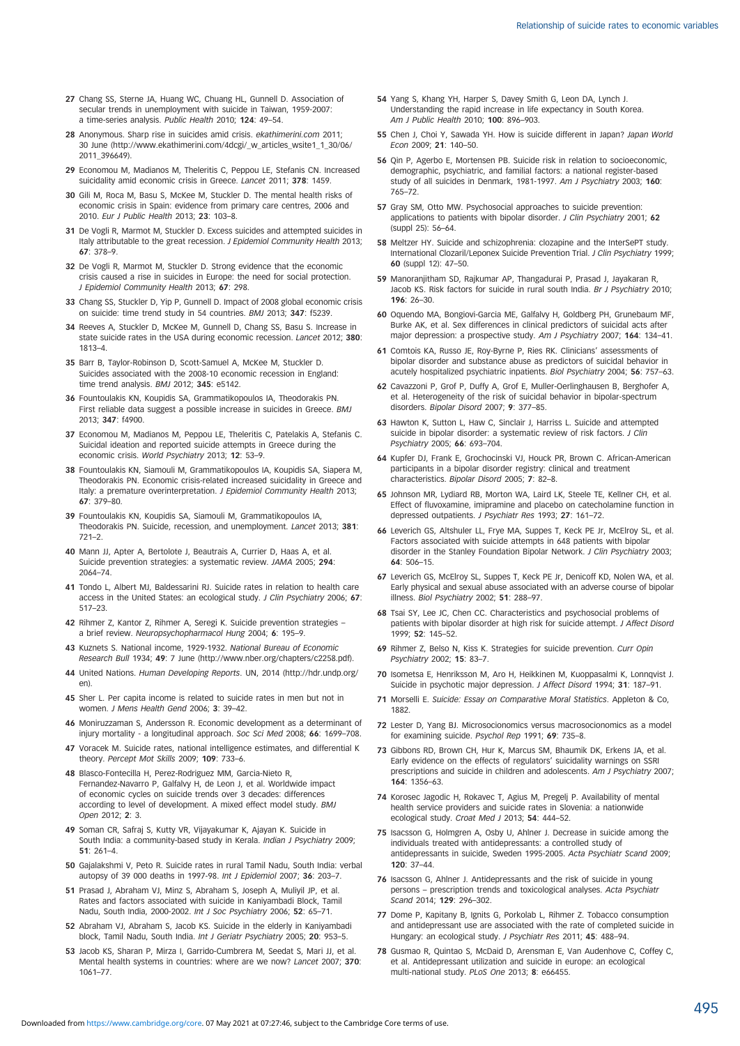27 Chang SS, Sterne JA, Huang WC, Chuang HL, Gunnell D. Association of secular trends in unemployment with suicide in Taiwan, 1959-2007: a time-series analysis. *Public Health* 2010; **124**: 49–54.

28 Anonymous. Sharp rise in suicides amid crisis. *ekathimerini.com* 2011; 30 June (http://www.ekathimerini.com/4dcgi/_w_articles_wsite1_1_30/06/2011_396649).

29 Economou M, Madianos M, Theleritis C, Peppou LE, Stefanis CN. Increased suicidality amid economic crisis in Greece. *Lancet* 2011; **378**: 1459.

30 Gili M, Roca M, Basu S, McKee M, Stuckler D. The mental health risks of economic crisis in Spain: evidence from primary care centres, 2006 and 2010. *Eur J Public Health* 2013; **23**: 103–8.

31 De Vogli R, Marmot M, Stuckler D. Excess suicides and attempted suicides in Italy attributable to the great recession. *J Epidemiol Community Health* 2013; **67**: 378–9.

32 De Vogli R, Marmot M, Stuckler D. Strong evidence that the economic crisis caused a rise in suicides in Europe: the need for social protection. *J Epidemiol Community Health* 2013; **67**: 298.

33 Chang SS, Stuckler D, Yip P, Gunnell D. Impact of 2008 global economic crisis on suicide: time trend study in 54 countries. *BMJ* 2013; **347**: f5239.

34 Reeves A, Stuckler D, McKee M, Gunnell D, Chang SS, Basu S. Increase in state suicide rates in the USA during economic recession. *Lancet* 2012; **380**: 1813–4.

35 Barr B, Taylor-Robinson D, Scott-Samuel A, McKee M, Stuckler D. Suicides associated with the 2008-10 economic recession in England: time trend analysis. *BMJ* 2012; **345**: e5142.

36 Fountoulakis KN, Koupidis SA, Grammatikopoulos IA, Theodorakis PN. First reliable data suggest a possible increase in suicides in Greece. *BMJ* 2013; **347**: f4900.

37 Economou M, Madianos M, Peppou LE, Theleritis C, Patelakis A, Stefanis C. Suicidal ideation and reported suicide attempts in Greece during the economic crisis. *World Psychiatry* 2013; **12**: 53–9.

38 Fountoulakis KN, Siamouli M, Grammatikopoulos IA, Koupidis SA, Siapera M, Theodorakis PN. Economic crisis-related increased suicidality in Greece and Italy: a premature overinterpretation. *J Epidemiol Community Health* 2013; **67**: 379–80.

39 Fountoulakis KN, Koupidis SA, Siamouli M, Grammatikopoulos IA, Theodorakis PN. Suicide, recession, and unemployment. *Lancet* 2013; **381**: 721–2.

40 Mann JJ, Apter A, Bertolote J, Beautrais A, Currier D, Haas A, et al. Suicide prevention strategies: a systematic review. *JAMA* 2005; **294**: 2064–74.

41 Tondo L, Albert MJ, Baldessarini RJ. Suicide rates in relation to health care access in the United States: an ecological study. *J Clin Psychiatry* 2006; **67**: 517–23.

42 Rihmer Z, Kantor Z, Rihmer A, Seregi K. Suicide prevention strategies – a brief review. *Neuropsychopharmacol Hung* 2004; **6**: 195–9.

43 Kuznets S. National income, 1929-1932. *National Bureau of Economic Research Bull* 1934; **49**: 7 June (http://www.nber.org/chapters/c2258.pdf).

44 United Nations. *Human Developing Reports*. UN, 2014 (http://hdr.undp.org/en).

45 Sher L. Per capita income is related to suicide rates in men but not in women. *J Mens Health Gend* 2006; **3**: 39–42.

46 Moniruzzaman S, Andersson R. Economic development as a determinant of injury mortality - a longitudinal approach. *Soc Sci Med* 2008; **66**: 1699–708.

47 Voracek M. Suicide rates, national intelligence estimates, and differential K theory. *Percept Mot Skills* 2009; **109**: 733–6.

48 Blasco-Fontecilla H, Perez-Rodriguez MM, Garcia-Nieto R, Fernandez-Navarro P, Galfalvy H, de Leon J, et al. Worldwide impact of economic cycles on suicide trends over 3 decades: differences according to level of development. A mixed effect model study. *BMJ Open* 2012; **2**: 3.

49 Soman CR, Safraj S, Kutty VR, Vijayakumar K, Ajayan K. Suicide in South India: a community-based study in Kerala. *Indian J Psychiatry* 2009; **51**: 261–4.

50 Gajalakshmi V, Peto R. Suicide rates in rural Tamil Nadu, South India: verbal autopsy of 39 000 deaths in 1997-98. *Int J Epidemiol* 2007; **36**: 203–7.

51 Prasad J, Abraham VJ, Minz S, Abraham S, Joseph A, Muliyil JP, et al. Rates and factors associated with suicide in Kaniyambadi Block, Tamil Nadu, South India, 2000-2002. *Int J Soc Psychiatry* 2006; **52**: 65–71.

52 Abraham VJ, Abraham S, Jacob KS. Suicide in the elderly in Kaniyambadi block, Tamil Nadu, South India. *Int J Geriatr Psychiatry* 2005; **20**: 953–5.

53 Jacob KS, Sharan P, Mirza I, Garrido-Cumbrera M, Seedat S, Mari JJ, et al. Mental health systems in countries: where are we now? *Lancet* 2007; **370**: 1061–77.

54 Yang S, Khang YH, Harper S, Davey Smith G, Leon DA, Lynch J. Understanding the rapid increase in life expectancy in South Korea. *Am J Public Health* 2010; **100**: 896–903.

55 Chen J, Choi Y, Sawada YH. How is suicide different in Japan? *Japan World Econ* 2009; **21**: 140–50.

56 Qin P, Agerbo E, Mortensen PB. Suicide risk in relation to socioeconomic, demographic, psychiatric, and familial factors: a national register-based study of all suicides in Denmark, 1981-1997. *Am J Psychiatry* 2003; **160**: 765–72.

57 Gray SM, Otto MW. Psychosocial approaches to suicide prevention: applications to patients with bipolar disorder. *J Clin Psychiatry* 2001; **62** (suppl 25): 56–64.

58 Meltzer HY. Suicide and schizophrenia: clozapine and the InterSePT study. International Clozaril/Leponex Suicide Prevention Trial. *J Clin Psychiatry* 1999; **60** (suppl 12): 47–50.

59 Manoranjitham SD, Rajkumar AP, Thangadurai P, Prasad J, Jayakaran R, Jacob KS. Risk factors for suicide in rural south India. *Br J Psychiatry* 2010; **196**: 26–30.

60 Oquendo MA, Bongiovi-Garcia ME, Galfalvy H, Goldberg PH, Grunebaum MF, Burke AK, et al. Sex differences in clinical predictors of suicidal acts after major depression: a prospective study. *Am J Psychiatry* 2007; **164**: 134–41.

61 Comtois KA, Russo JE, Roy-Byrne P, Ries RK. Clinicians' assessments of bipolar disorder and substance abuse as predictors of suicidal behavior in acutely hospitalized psychiatric inpatients. *Biol Psychiatry* 2004; **56**: 757–63.

62 Cavazzoni P, Grof P, Duffy A, Grof E, Muller-Oerlinghausen B, Berghofer A, et al. Heterogeneity of the risk of suicidal behavior in bipolar-spectrum disorders. *Bipolar Disord* 2007; **9**: 377–85.

63 Hawton K, Sutton L, Haw C, Sinclair J, Harriss L. Suicide and attempted suicide in bipolar disorder: a systematic review of risk factors. *J Clin Psychiatry* 2005; **66**: 693–704.

64 Kupfer DJ, Frank E, Grochocinski VJ, Houck PR, Brown C. African-American participants in a bipolar disorder registry: clinical and treatment characteristics. *Bipolar Disord* 2005; **7**: 82–8.

65 Johnson MR, Lydiard RB, Morton WA, Laird LK, Steele TE, Kellner CH, et al. Effect of fluvoxamine, imipramine and placebo on catecholamine function in depressed outpatients. *J Psychiatr Res* 1993; **27**: 161–72.

66 Leverich GS, Altshuler LL, Frye MA, Suppes T, Keck PE Jr, McElroy SL, et al. Factors associated with suicide attempts in 648 patients with bipolar disorder in the Stanley Foundation Bipolar Network. *J Clin Psychiatry* 2003; **64**: 506–15.

67 Leverich GS, McElroy SL, Suppes T, Keck PE Jr, Denicoff KD, Nolen WA, et al. Early physical and sexual abuse associated with an adverse course of bipolar illness. *Biol Psychiatry* 2002; **51**: 288–97.

68 Tsai SY, Lee JC, Chen CC. Characteristics and psychosocial problems of patients with bipolar disorder at high risk for suicide attempt. *J Affect Disord* 1999; **52**: 145–52.

69 Rihmer Z, Belso N, Kiss K. Strategies for suicide prevention. *Curr Opin Psychiatry* 2002; **15**: 83–7.

70 Isometsa E, Henriksson M, Aro H, Heikkinen M, Kuoppasalmi K, Lonnqvist J. Suicide in psychotic major depression. *J Affect Disord* 1994; **31**: 187–91.

71 Morselli E. *Suicide: Essay on Comparative Moral Statistics*. Appleton & Co, 1882.

72 Lester D, Yang BJ. Microsocionomics versus macrosocionomics as a model for examining suicide. *Psychol Rep* 1991; **69**: 735–8.

73 Gibbons RD, Brown CH, Hur K, Marcus SM, Bhaumik DK, Erkens JA, et al. Early evidence on the effects of regulators' suicidality warnings on SSRI prescriptions and suicide in children and adolescents. *Am J Psychiatry* 2007; **164**: 1356–63.

74 Korosec Jagodic H, Rokavec T, Agius M, Pregelj P. Availability of mental health service providers and suicide rates in Slovenia: a nationwide ecological study. *Croat Med J* 2013; **54**: 444–52.

75 Isacsson G, Holmgren A, Osby U, Ahlner J. Decrease in suicide among the individuals treated with antidepressants: a controlled study of antidepressants in suicide, Sweden 1995-2005. *Acta Psychiatr Scand* 2009; **120**: 37–44.

76 Isacsson G, Ahlner J. Antidepressants and the risk of suicide in young persons – prescription trends and toxicological analyses. *Acta Psychiatr Scand* 2014; **129**: 296–302.

77 Dome P, Kapitany B, Ignits G, Porkolab L, Rihmer Z. Tobacco consumption and antidepressant use are associated with the rate of completed suicide in Hungary: an ecological study. *J Psychiatr Res* 2011; **45**: 488–94.

78 Gusmao R, Quintao S, McDaid D, Arensman E, Van Audenhove C, Coffey C, et al. Antidepressant utilization and suicide in europe: an ecological multi-national study. *PLoS One* 2013; **8**: e66455.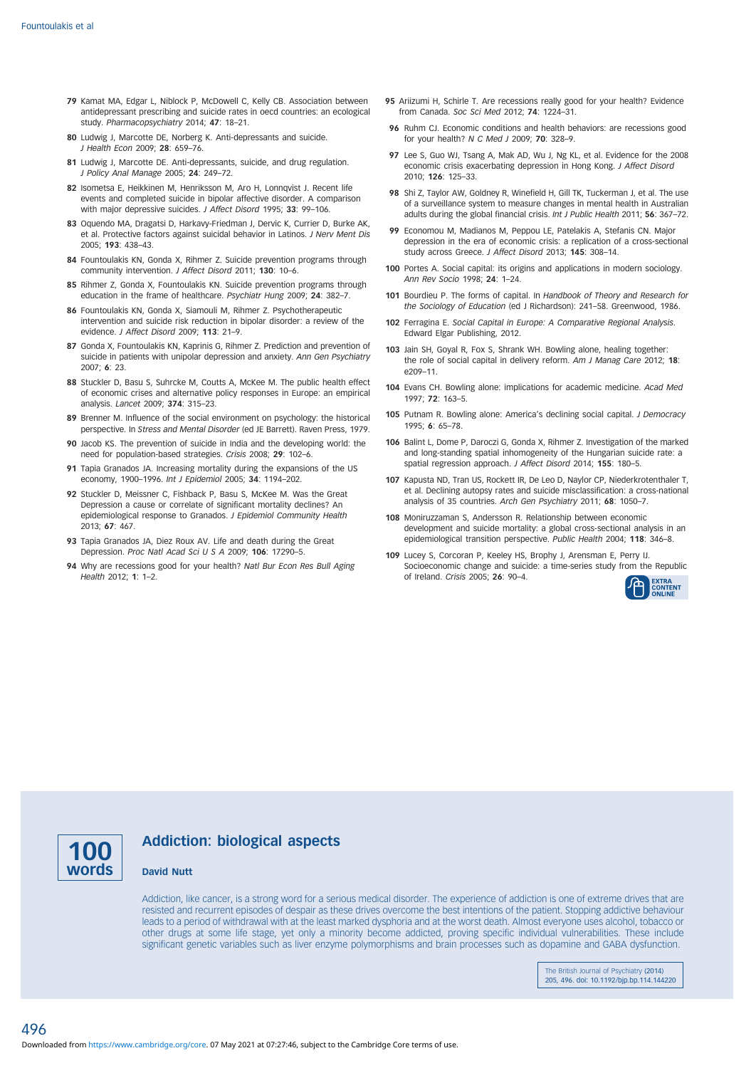79 Kamat MA, Edgar L, Niblock P, McDowell C, Kelly CB. Association between antidepressant prescribing and suicide rates in oecd countries: an ecological study. *Pharmacopsychiatry* 2014; **47**: 18–21.

80 Ludwig J, Marcotte DE, Norberg K. Anti-depressants and suicide. *J Health Econ* 2009; **28**: 659–76.

81 Ludwig J, Marcotte DE. Anti-depressants, suicide, and drug regulation. *J Policy Anal Manage* 2005; **24**: 249–72.

82 Isometsa E, Heikkinen M, Henriksson M, Aro H, Lonnqvist J. Recent life events and completed suicide in bipolar affective disorder. A comparison with major depressive suicides. *J Affect Disord* 1995; **33**: 99–106.

83 Oquendo MA, Dragatsi D, Harkavy-Friedman J, Dervic K, Currier D, Burke AK, et al. Protective factors against suicidal behavior in Latinos. *J Nerv Ment Dis* 2005; **193**: 438–43.

84 Fountoulakis KN, Gonda X, Rihmer Z. Suicide prevention programs through community intervention. *J Affect Disord* 2011; **130**: 10–6.

85 Rihmer Z, Gonda X, Fountoulakis KN. Suicide prevention programs through education in the frame of healthcare. *Psychiatr Hung* 2009; **24**: 382–7.

86 Fountoulakis KN, Gonda X, Siamouli M, Rihmer Z. Psychotherapeutic intervention and suicide risk reduction in bipolar disorder: a review of the evidence. *J Affect Disord* 2009; **113**: 21–9.

87 Gonda X, Fountoulakis KN, Kaprinis G, Rihmer Z. Prediction and prevention of suicide in patients with unipolar depression and anxiety. *Ann Gen Psychiatry* 2007; **6**: 23.

88 Stuckler D, Basu S, Suhrcke M, Coutts A, McKee M. The public health effect of economic crises and alternative policy responses in Europe: an empirical analysis. *Lancet* 2009; **374**: 315–23.

89 Brenner M. Influence of the social environment on psychology: the historical perspective. In *Stress and Mental Disorder* (ed JE Barrett). Raven Press, 1979.

90 Jacob KS. The prevention of suicide in India and the developing world: the need for population-based strategies. *Crisis* 2008; **29**: 102–6.

91 Tapia Granados JA. Increasing mortality during the expansions of the US economy, 1900–1996. *Int J Epidemiol* 2005; **34**: 1194–202.

92 Stuckler D, Meissner C, Fishback P, Basu S, McKee M. Was the Great Depression a cause or correlate of significant mortality declines? An epidemiological response to Granados. *J Epidemiol Community Health* 2013; **67**: 467.

93 Tapia Granados JA, Diez Roux AV. Life and death during the Great Depression. *Proc Natl Acad Sci U S A* 2009; **106**: 17290–5.

94 Why are recessions good for your health? *Natl Bur Econ Res Bull Aging Health* 2012; **1**: 1–2.

95 Ariizumi H, Schirle T. Are recessions really good for your health? Evidence from Canada. *Soc Sci Med* 2012; **74**: 1224–31.

96 Ruhm CJ. Economic conditions and health behaviors: are recessions good for your health? *N C Med J* 2009; **70**: 328–9.

97 Lee S, Guo WJ, Tsang A, Mak AD, Wu J, Ng KL, et al. Evidence for the 2008 economic crisis exacerbating depression in Hong Kong. *J Affect Disord* 2010; **126**: 125–33.

98 Shi Z, Taylor AW, Goldney R, Winefield H, Gill TK, Tuckerman J, et al. The use of a surveillance system to measure changes in mental health in Australian adults during the global financial crisis. *Int J Public Health* 2011; **56**: 367–72.

99 Economou M, Madianos M, Peppou LE, Patelakis A, Stefanis CN. Major depression in the era of economic crisis: a replication of a cross-sectional study across Greece. *J Affect Disord* 2013; **145**: 308–14.

100 Portes A. Social capital: its origins and applications in modern sociology. *Ann Rev Socio* 1998; **24**: 1–24.

101 Bourdieu P. The forms of capital. In *Handbook of Theory and Research for the Sociology of Education* (ed J Richardson): 241–58. Greenwood, 1986.

102 Ferragina E. *Social Capital in Europe: A Comparative Regional Analysis*. Edward Elgar Publishing, 2012.

103 Jain SH, Goyal R, Fox S, Shrank WH. Bowling alone, healing together: the role of social capital in delivery reform. *Am J Manag Care* 2012; **18**: e209–11.

104 Evans CH. Bowling alone: implications for academic medicine. *Acad Med* 1997; **72**: 163–5.

105 Putnam R. Bowling alone: America's declining social capital. *J Democracy* 1995; **6**: 65–78.

106 Balint L, Dome P, Daroczi G, Gonda X, Rihmer Z. Investigation of the marked and long-standing spatial inhomogeneity of the Hungarian suicide rate: a spatial regression approach. *J Affect Disord* 2014; **155**: 180–5.

107 Kapusta ND, Tran US, Rockett IR, De Leo D, Naylor CP, Niederkrotenthaler T, et al. Declining autopsy rates and suicide misclassification: a cross-national analysis of 35 countries. *Arch Gen Psychiatry* 2011; **68**: 1050–7.

108 Moniruzzaman S, Andersson R. Relationship between economic development and suicide mortality: a global cross-sectional analysis in an epidemiological transition perspective. *Public Health* 2004; **118**: 346–8.

109 Lucey S, Corcoran P, Keeley HS, Brophy J, Arensman E, Perry IJ. Socioeconomic change and suicide: a time-series study from the Republic of Ireland. *Crisis* 2005; **26**: 90–4.

EXTRA CONTENT ONLINE

**100 words**

## Addiction: biological aspects

**David Nutt**

Addiction, like cancer, is a strong word for a serious medical disorder. The experience of addiction is one of extreme drives that are resisted and recurrent episodes of despair as these drives overcome the best intentions of the patient. Stopping addictive behaviour leads to a period of withdrawal with at the least marked dysphoria and at the worst death. Almost everyone uses alcohol, tobacco or other drugs at some life stage, yet only a minority become addicted, proving specific individual vulnerabilities. These include significant genetic variables such as liver enzyme polymorphisms and brain processes such as dopamine and GABA dysfunction.

The British Journal of Psychiatry (2014) 205, 496. doi: 10.1192/bjp.bp.114.144220

Downloaded from https://www.cambridge.org/core. 07 May 2021 at 07:27:46, subject to the Cambridge Core terms of use.